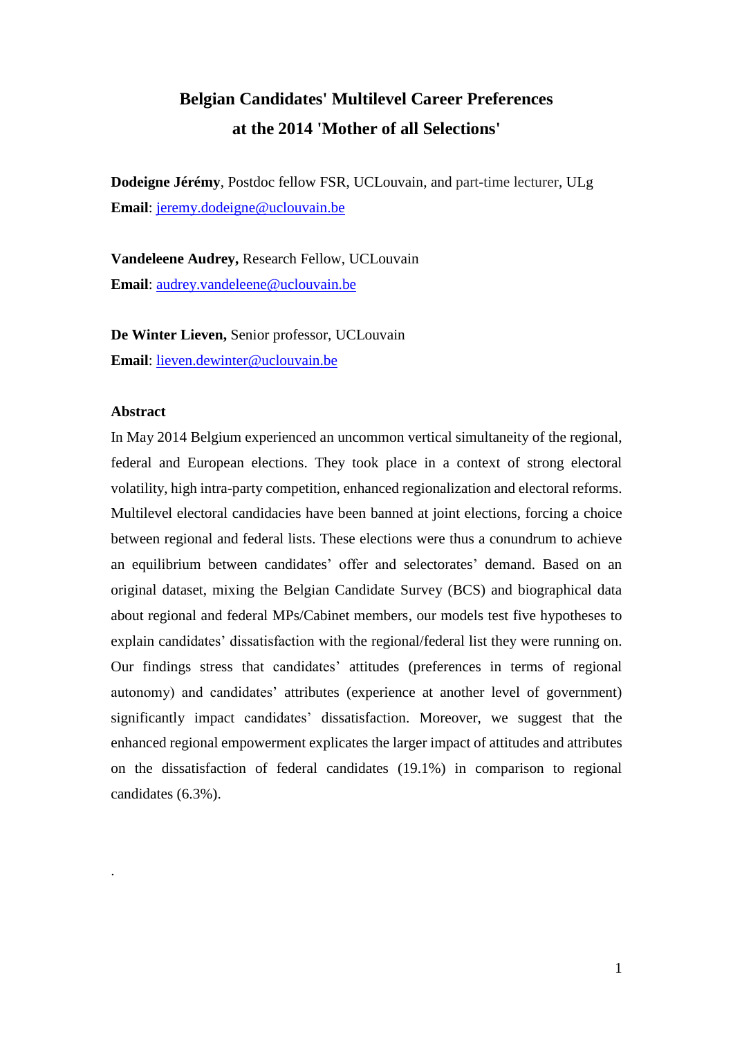# Belgian Candidates' Multilevel Career Preferences at the 2014 'Mother of all Selections'

**Dodeigne Jérémy**, Postdoc fellow FSR, UCLouvain, and part-time lecturer, ULg
**Email**: jeremy.dodeigne@uclouvain.be

**Vandeleene Audrey,** Research Fellow, UCLouvain
**Email**: audrey.vandeleene@uclouvain.be

**De Winter Lieven,** Senior professor, UCLouvain
**Email**: lieven.dewinter@uclouvain.be

### Abstract

In May 2014 Belgium experienced an uncommon vertical simultaneity of the regional, federal and European elections. They took place in a context of strong electoral volatility, high intra-party competition, enhanced regionalization and electoral reforms. Multilevel electoral candidacies have been banned at joint elections, forcing a choice between regional and federal lists. These elections were thus a conundrum to achieve an equilibrium between candidates' offer and selectorates' demand. Based on an original dataset, mixing the Belgian Candidate Survey (BCS) and biographical data about regional and federal MPs/Cabinet members, our models test five hypotheses to explain candidates' dissatisfaction with the regional/federal list they were running on. Our findings stress that candidates' attitudes (preferences in terms of regional autonomy) and candidates' attributes (experience at another level of government) significantly impact candidates' dissatisfaction. Moreover, we suggest that the enhanced regional empowerment explicates the larger impact of attitudes and attributes on the dissatisfaction of federal candidates (19.1%) in comparison to regional candidates (6.3%).

.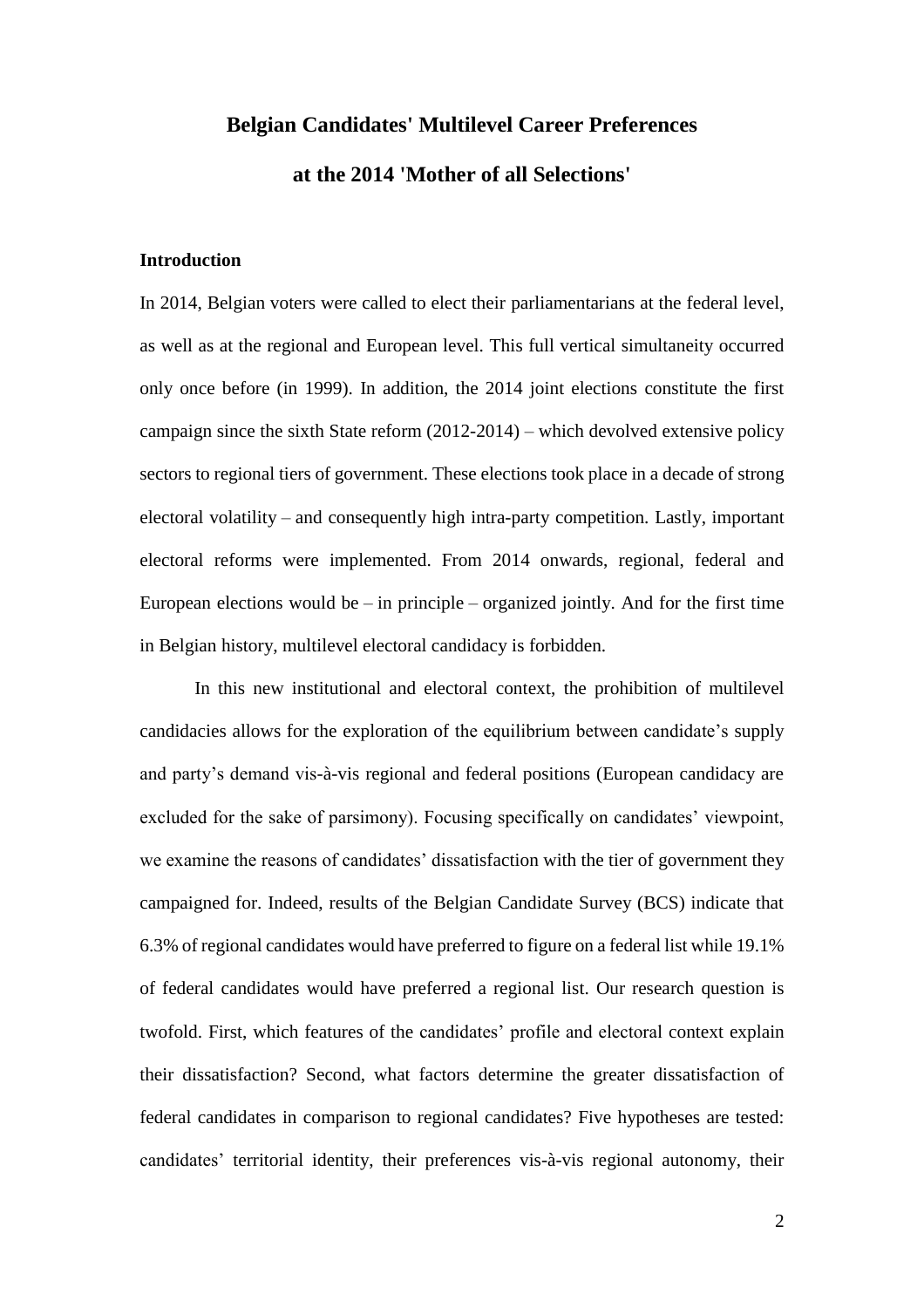# Belgian Candidates' Multilevel Career Preferences

# at the 2014 'Mother of all Selections'

## Introduction

In 2014, Belgian voters were called to elect their parliamentarians at the federal level, as well as at the regional and European level. This full vertical simultaneity occurred only once before (in 1999). In addition, the 2014 joint elections constitute the first campaign since the sixth State reform (2012-2014) – which devolved extensive policy sectors to regional tiers of government. These elections took place in a decade of strong electoral volatility – and consequently high intra-party competition. Lastly, important electoral reforms were implemented. From 2014 onwards, regional, federal and European elections would be – in principle – organized jointly. And for the first time in Belgian history, multilevel electoral candidacy is forbidden.

In this new institutional and electoral context, the prohibition of multilevel candidacies allows for the exploration of the equilibrium between candidate's supply and party's demand vis-à-vis regional and federal positions (European candidacy are excluded for the sake of parsimony). Focusing specifically on candidates' viewpoint, we examine the reasons of candidates' dissatisfaction with the tier of government they campaigned for. Indeed, results of the Belgian Candidate Survey (BCS) indicate that 6.3% of regional candidates would have preferred to figure on a federal list while 19.1% of federal candidates would have preferred a regional list. Our research question is twofold. First, which features of the candidates' profile and electoral context explain their dissatisfaction? Second, what factors determine the greater dissatisfaction of federal candidates in comparison to regional candidates? Five hypotheses are tested: candidates' territorial identity, their preferences vis-à-vis regional autonomy, their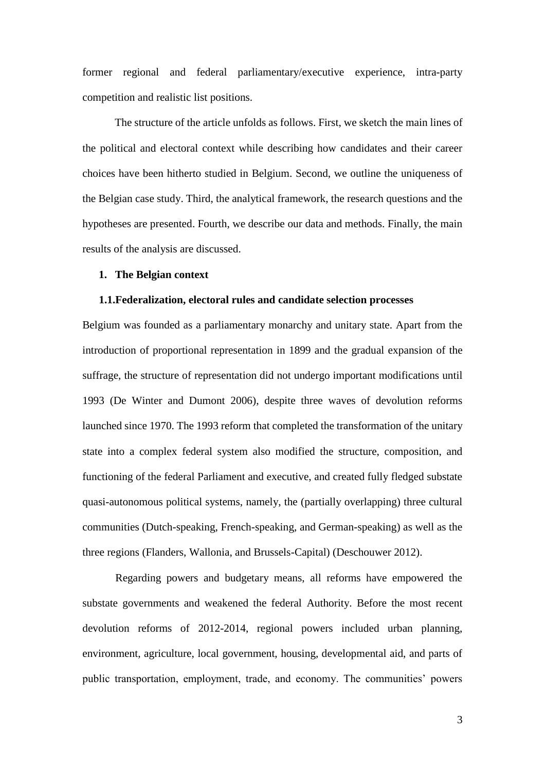former regional and federal parliamentary/executive experience, intra-party competition and realistic list positions.

The structure of the article unfolds as follows. First, we sketch the main lines of the political and electoral context while describing how candidates and their career choices have been hitherto studied in Belgium. Second, we outline the uniqueness of the Belgian case study. Third, the analytical framework, the research questions and the hypotheses are presented. Fourth, we describe our data and methods. Finally, the main results of the analysis are discussed.

## 1. The Belgian context

### 1.1. Federalization, electoral rules and candidate selection processes

Belgium was founded as a parliamentary monarchy and unitary state. Apart from the introduction of proportional representation in 1899 and the gradual expansion of the suffrage, the structure of representation did not undergo important modifications until 1993 (De Winter and Dumont 2006), despite three waves of devolution reforms launched since 1970. The 1993 reform that completed the transformation of the unitary state into a complex federal system also modified the structure, composition, and functioning of the federal Parliament and executive, and created fully fledged substate quasi-autonomous political systems, namely, the (partially overlapping) three cultural communities (Dutch-speaking, French-speaking, and German-speaking) as well as the three regions (Flanders, Wallonia, and Brussels-Capital) (Deschouwer 2012).

Regarding powers and budgetary means, all reforms have empowered the substate governments and weakened the federal Authority. Before the most recent devolution reforms of 2012-2014, regional powers included urban planning, environment, agriculture, local government, housing, developmental aid, and parts of public transportation, employment, trade, and economy. The communities' powers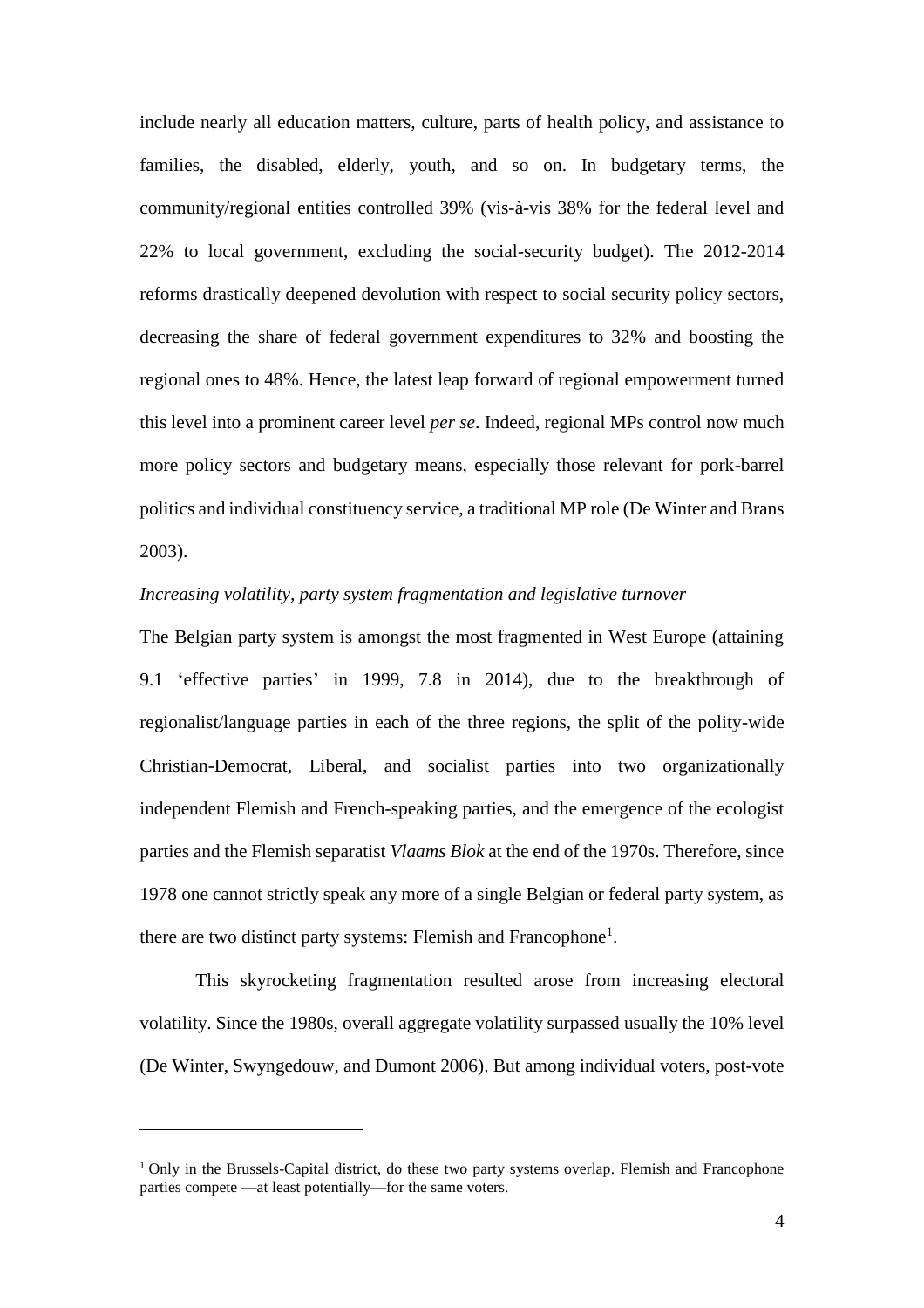include nearly all education matters, culture, parts of health policy, and assistance to families, the disabled, elderly, youth, and so on. In budgetary terms, the community/regional entities controlled 39% (vis-à-vis 38% for the federal level and 22% to local government, excluding the social-security budget). The 2012-2014 reforms drastically deepened devolution with respect to social security policy sectors, decreasing the share of federal government expenditures to 32% and boosting the regional ones to 48%. Hence, the latest leap forward of regional empowerment turned this level into a prominent career level *per se*. Indeed, regional MPs control now much more policy sectors and budgetary means, especially those relevant for pork-barrel politics and individual constituency service, a traditional MP role (De Winter and Brans 2003).

*Increasing volatility, party system fragmentation and legislative turnover*

The Belgian party system is amongst the most fragmented in West Europe (attaining 9.1 'effective parties' in 1999, 7.8 in 2014), due to the breakthrough of regionalist/language parties in each of the three regions, the split of the polity-wide Christian-Democrat, Liberal, and socialist parties into two organizationally independent Flemish and French-speaking parties, and the emergence of the ecologist parties and the Flemish separatist *Vlaams Blok* at the end of the 1970s. Therefore, since 1978 one cannot strictly speak any more of a single Belgian or federal party system, as there are two distinct party systems: Flemish and Francophone[1].

This skyrocketing fragmentation resulted arose from increasing electoral volatility. Since the 1980s, overall aggregate volatility surpassed usually the 10% level (De Winter, Swyngedouw, and Dumont 2006). But among individual voters, post-vote

[1] Only in the Brussels-Capital district, do these two party systems overlap. Flemish and Francophone parties compete —at least potentially—for the same voters.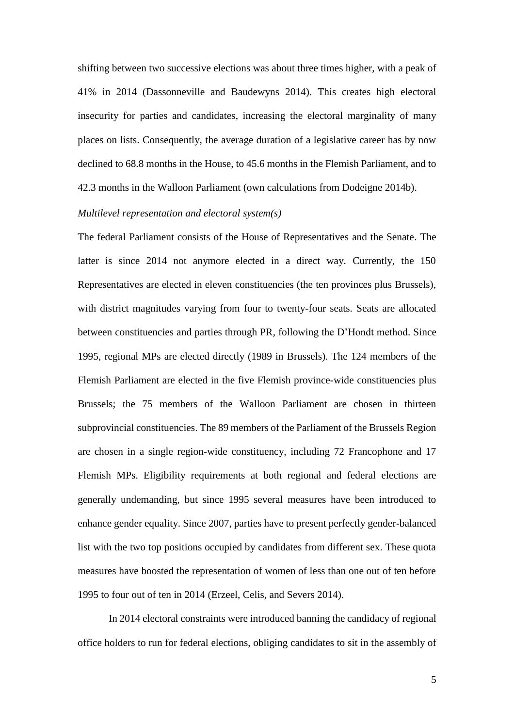shifting between two successive elections was about three times higher, with a peak of 41% in 2014 (Dassonneville and Baudewyns 2014). This creates high electoral insecurity for parties and candidates, increasing the electoral marginality of many places on lists. Consequently, the average duration of a legislative career has by now declined to 68.8 months in the House, to 45.6 months in the Flemish Parliament, and to 42.3 months in the Walloon Parliament (own calculations from Dodeigne 2014b).

*Multilevel representation and electoral system(s)*

The federal Parliament consists of the House of Representatives and the Senate. The latter is since 2014 not anymore elected in a direct way. Currently, the 150 Representatives are elected in eleven constituencies (the ten provinces plus Brussels), with district magnitudes varying from four to twenty-four seats. Seats are allocated between constituencies and parties through PR, following the D'Hondt method. Since 1995, regional MPs are elected directly (1989 in Brussels). The 124 members of the Flemish Parliament are elected in the five Flemish province-wide constituencies plus Brussels; the 75 members of the Walloon Parliament are chosen in thirteen subprovincial constituencies. The 89 members of the Parliament of the Brussels Region are chosen in a single region-wide constituency, including 72 Francophone and 17 Flemish MPs. Eligibility requirements at both regional and federal elections are generally undemanding, but since 1995 several measures have been introduced to enhance gender equality. Since 2007, parties have to present perfectly gender-balanced list with the two top positions occupied by candidates from different sex. These quota measures have boosted the representation of women of less than one out of ten before 1995 to four out of ten in 2014 (Erzeel, Celis, and Severs 2014).

In 2014 electoral constraints were introduced banning the candidacy of regional office holders to run for federal elections, obliging candidates to sit in the assembly of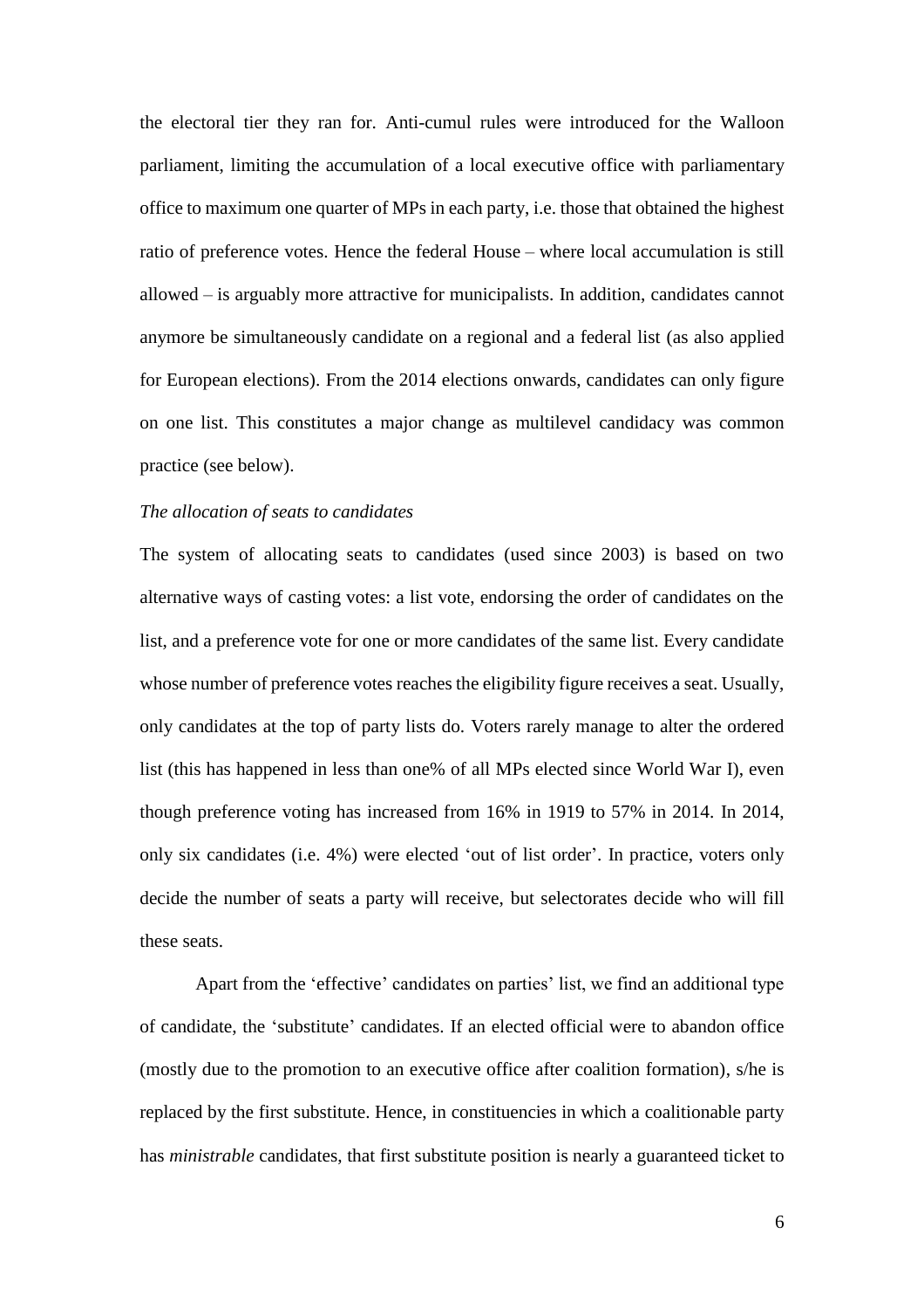the electoral tier they ran for. Anti-cumul rules were introduced for the Walloon parliament, limiting the accumulation of a local executive office with parliamentary office to maximum one quarter of MPs in each party, i.e. those that obtained the highest ratio of preference votes. Hence the federal House – where local accumulation is still allowed – is arguably more attractive for municipalists. In addition, candidates cannot anymore be simultaneously candidate on a regional and a federal list (as also applied for European elections). From the 2014 elections onwards, candidates can only figure on one list. This constitutes a major change as multilevel candidacy was common practice (see below).

*The allocation of seats to candidates*

The system of allocating seats to candidates (used since 2003) is based on two alternative ways of casting votes: a list vote, endorsing the order of candidates on the list, and a preference vote for one or more candidates of the same list. Every candidate whose number of preference votes reaches the eligibility figure receives a seat. Usually, only candidates at the top of party lists do. Voters rarely manage to alter the ordered list (this has happened in less than one% of all MPs elected since World War I), even though preference voting has increased from 16% in 1919 to 57% in 2014. In 2014, only six candidates (i.e. 4%) were elected 'out of list order'. In practice, voters only decide the number of seats a party will receive, but selectorates decide who will fill these seats.

Apart from the 'effective' candidates on parties' list, we find an additional type of candidate, the 'substitute' candidates. If an elected official were to abandon office (mostly due to the promotion to an executive office after coalition formation), s/he is replaced by the first substitute. Hence, in constituencies in which a coalitionable party has *ministrable* candidates, that first substitute position is nearly a guaranteed ticket to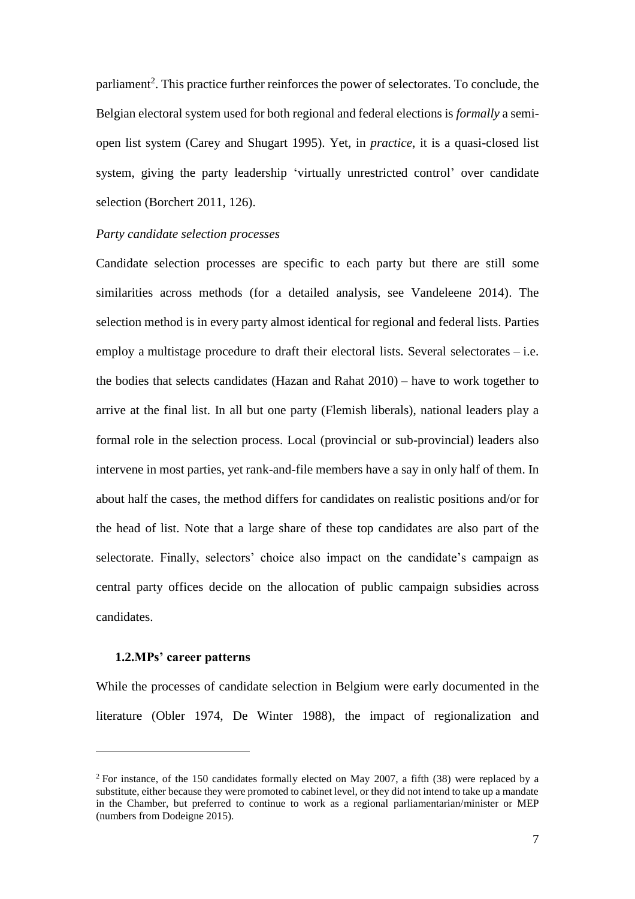parliament[2]. This practice further reinforces the power of selectorates. To conclude, the Belgian electoral system used for both regional and federal elections is *formally* a semi-open list system (Carey and Shugart 1995). Yet, in *practice*, it is a quasi-closed list system, giving the party leadership 'virtually unrestricted control' over candidate selection (Borchert 2011, 126).

*Party candidate selection processes*

Candidate selection processes are specific to each party but there are still some similarities across methods (for a detailed analysis, see Vandeleene 2014). The selection method is in every party almost identical for regional and federal lists. Parties employ a multistage procedure to draft their electoral lists. Several selectorates – i.e. the bodies that selects candidates (Hazan and Rahat 2010) – have to work together to arrive at the final list. In all but one party (Flemish liberals), national leaders play a formal role in the selection process. Local (provincial or sub-provincial) leaders also intervene in most parties, yet rank-and-file members have a say in only half of them. In about half the cases, the method differs for candidates on realistic positions and/or for the head of list. Note that a large share of these top candidates are also part of the selectorate. Finally, selectors' choice also impact on the candidate's campaign as central party offices decide on the allocation of public campaign subsidies across candidates.

## 1.2. MPs' career patterns

While the processes of candidate selection in Belgium were early documented in the literature (Obler 1974, De Winter 1988), the impact of regionalization and

[2] For instance, of the 150 candidates formally elected on May 2007, a fifth (38) were replaced by a substitute, either because they were promoted to cabinet level, or they did not intend to take up a mandate in the Chamber, but preferred to continue to work as a regional parliamentarian/minister or MEP (numbers from Dodeigne 2015).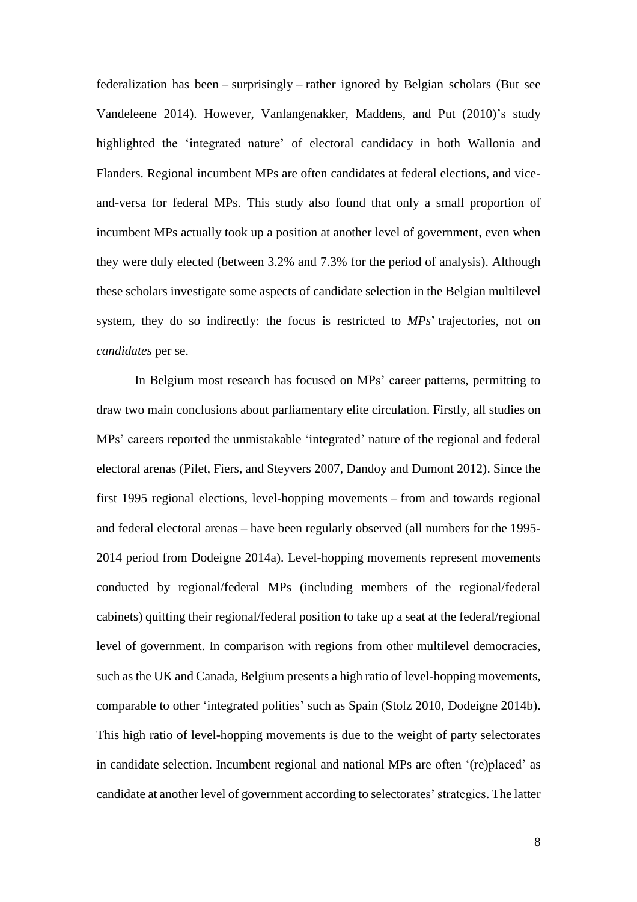federalization has been – surprisingly – rather ignored by Belgian scholars (But see Vandeleene 2014). However, Vanlangenakker, Maddens, and Put (2010)'s study highlighted the 'integrated nature' of electoral candidacy in both Wallonia and Flanders. Regional incumbent MPs are often candidates at federal elections, and vice-and-versa for federal MPs. This study also found that only a small proportion of incumbent MPs actually took up a position at another level of government, even when they were duly elected (between 3.2% and 7.3% for the period of analysis). Although these scholars investigate some aspects of candidate selection in the Belgian multilevel system, they do so indirectly: the focus is restricted to *MPs*' trajectories, not on *candidates* per se.

In Belgium most research has focused on MPs' career patterns, permitting to draw two main conclusions about parliamentary elite circulation. Firstly, all studies on MPs' careers reported the unmistakable 'integrated' nature of the regional and federal electoral arenas (Pilet, Fiers, and Steyvers 2007, Dandoy and Dumont 2012). Since the first 1995 regional elections, level-hopping movements – from and towards regional and federal electoral arenas – have been regularly observed (all numbers for the 1995-2014 period from Dodeigne 2014a). Level-hopping movements represent movements conducted by regional/federal MPs (including members of the regional/federal cabinets) quitting their regional/federal position to take up a seat at the federal/regional level of government. In comparison with regions from other multilevel democracies, such as the UK and Canada, Belgium presents a high ratio of level-hopping movements, comparable to other 'integrated polities' such as Spain (Stolz 2010, Dodeigne 2014b). This high ratio of level-hopping movements is due to the weight of party selectorates in candidate selection. Incumbent regional and national MPs are often '(re)placed' as candidate at another level of government according to selectorates' strategies. The latter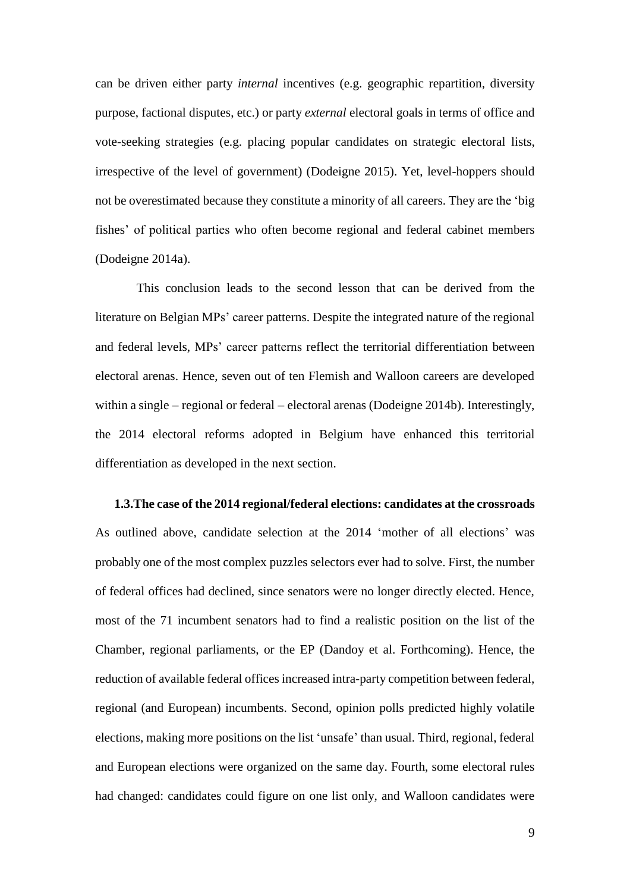can be driven either party *internal* incentives (e.g. geographic repartition, diversity purpose, factional disputes, etc.) or party *external* electoral goals in terms of office and vote-seeking strategies (e.g. placing popular candidates on strategic electoral lists, irrespective of the level of government) (Dodeigne 2015). Yet, level-hoppers should not be overestimated because they constitute a minority of all careers. They are the 'big fishes' of political parties who often become regional and federal cabinet members (Dodeigne 2014a).

This conclusion leads to the second lesson that can be derived from the literature on Belgian MPs' career patterns. Despite the integrated nature of the regional and federal levels, MPs' career patterns reflect the territorial differentiation between electoral arenas. Hence, seven out of ten Flemish and Walloon careers are developed within a single – regional or federal – electoral arenas (Dodeigne 2014b). Interestingly, the 2014 electoral reforms adopted in Belgium have enhanced this territorial differentiation as developed in the next section.

### 1.3. The case of the 2014 regional/federal elections: candidates at the crossroads

As outlined above, candidate selection at the 2014 'mother of all elections' was probably one of the most complex puzzles selectors ever had to solve. First, the number of federal offices had declined, since senators were no longer directly elected. Hence, most of the 71 incumbent senators had to find a realistic position on the list of the Chamber, regional parliaments, or the EP (Dandoy et al. Forthcoming). Hence, the reduction of available federal offices increased intra-party competition between federal, regional (and European) incumbents. Second, opinion polls predicted highly volatile elections, making more positions on the list 'unsafe' than usual. Third, regional, federal and European elections were organized on the same day. Fourth, some electoral rules had changed: candidates could figure on one list only, and Walloon candidates were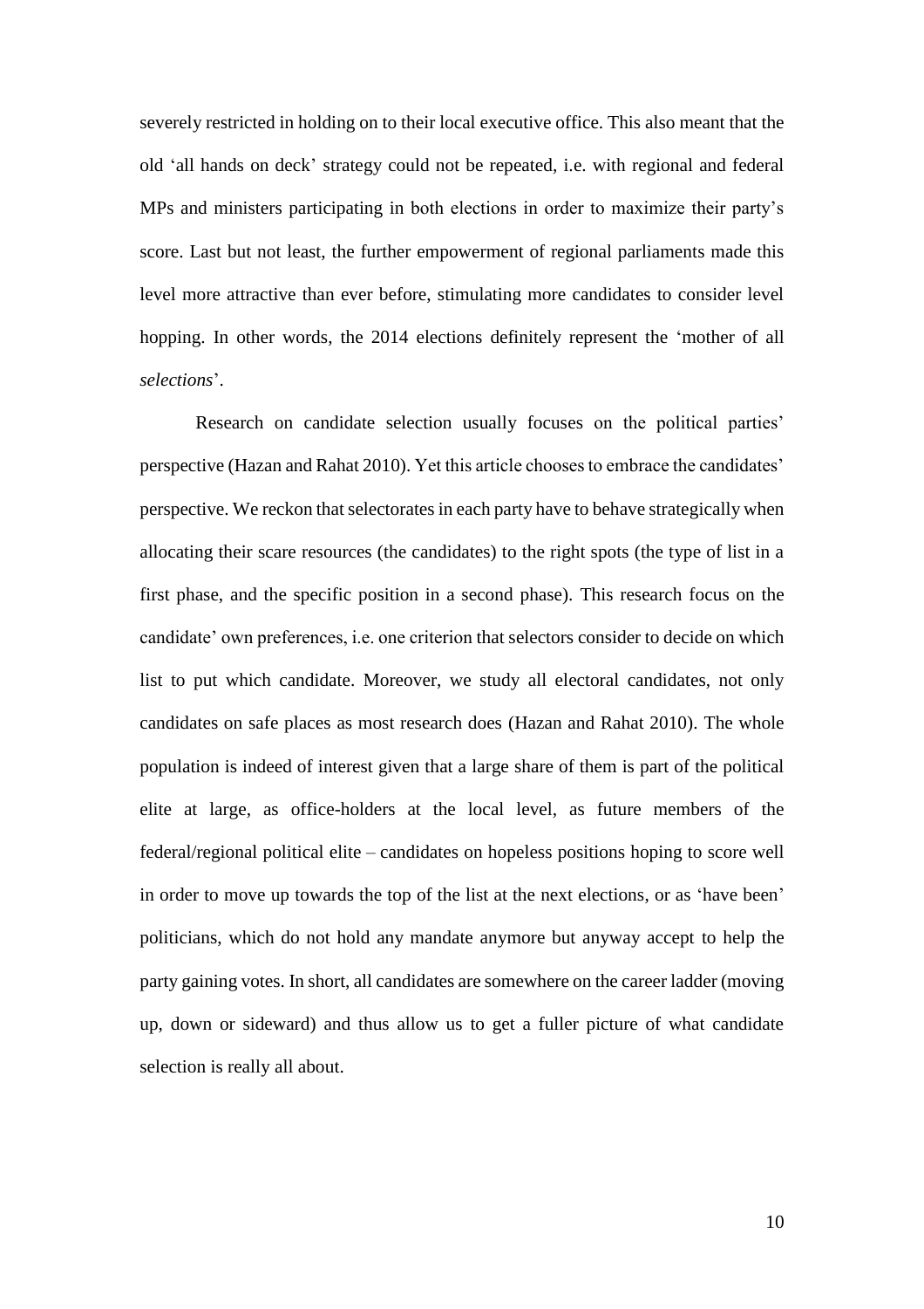severely restricted in holding on to their local executive office. This also meant that the old 'all hands on deck' strategy could not be repeated, i.e. with regional and federal MPs and ministers participating in both elections in order to maximize their party's score. Last but not least, the further empowerment of regional parliaments made this level more attractive than ever before, stimulating more candidates to consider level hopping. In other words, the 2014 elections definitely represent the 'mother of all *selections*'.

Research on candidate selection usually focuses on the political parties' perspective (Hazan and Rahat 2010). Yet this article chooses to embrace the candidates' perspective. We reckon that selectorates in each party have to behave strategically when allocating their scare resources (the candidates) to the right spots (the type of list in a first phase, and the specific position in a second phase). This research focus on the candidate' own preferences, i.e. one criterion that selectors consider to decide on which list to put which candidate. Moreover, we study all electoral candidates, not only candidates on safe places as most research does (Hazan and Rahat 2010). The whole population is indeed of interest given that a large share of them is part of the political elite at large, as office-holders at the local level, as future members of the federal/regional political elite – candidates on hopeless positions hoping to score well in order to move up towards the top of the list at the next elections, or as 'have been' politicians, which do not hold any mandate anymore but anyway accept to help the party gaining votes. In short, all candidates are somewhere on the career ladder (moving up, down or sideward) and thus allow us to get a fuller picture of what candidate selection is really all about.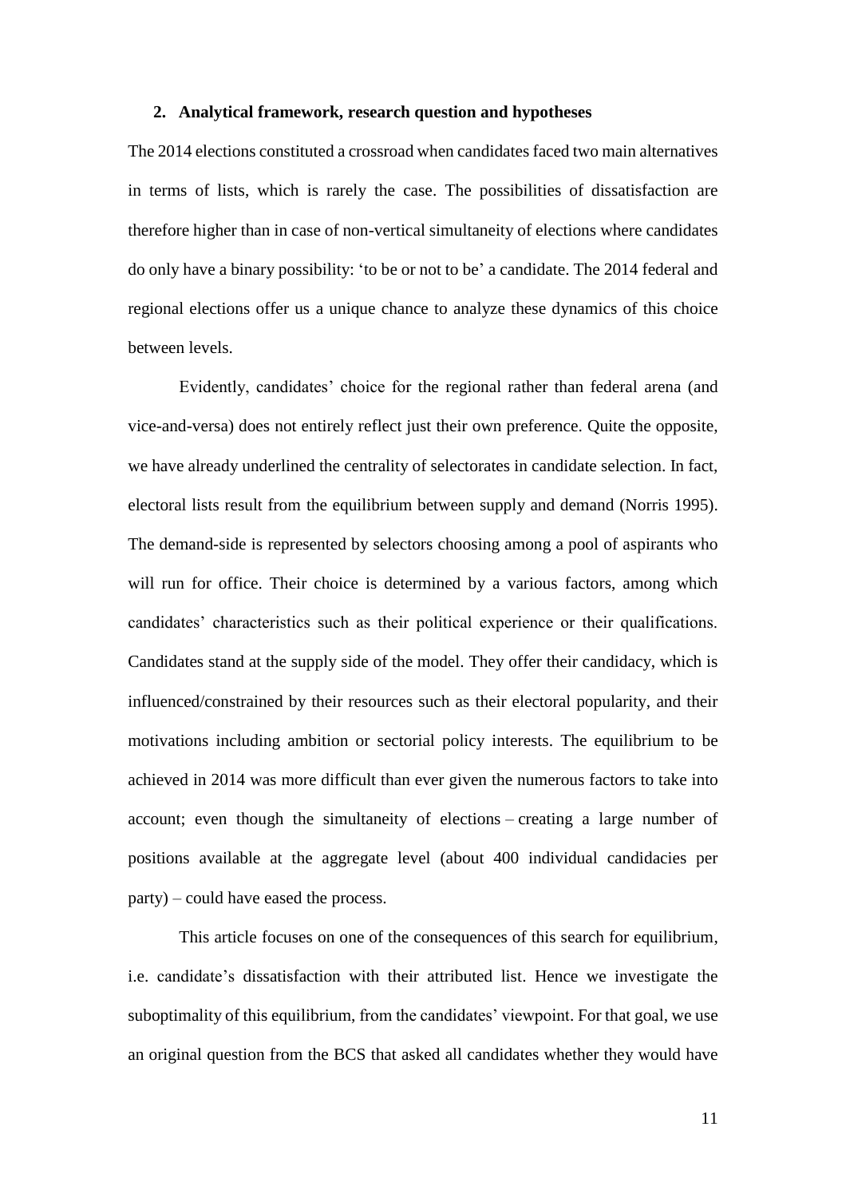## 2. Analytical framework, research question and hypotheses

The 2014 elections constituted a crossroad when candidates faced two main alternatives in terms of lists, which is rarely the case. The possibilities of dissatisfaction are therefore higher than in case of non-vertical simultaneity of elections where candidates do only have a binary possibility: 'to be or not to be' a candidate. The 2014 federal and regional elections offer us a unique chance to analyze these dynamics of this choice between levels.

Evidently, candidates' choice for the regional rather than federal arena (and vice-and-versa) does not entirely reflect just their own preference. Quite the opposite, we have already underlined the centrality of selectorates in candidate selection. In fact, electoral lists result from the equilibrium between supply and demand (Norris 1995). The demand-side is represented by selectors choosing among a pool of aspirants who will run for office. Their choice is determined by a various factors, among which candidates' characteristics such as their political experience or their qualifications. Candidates stand at the supply side of the model. They offer their candidacy, which is influenced/constrained by their resources such as their electoral popularity, and their motivations including ambition or sectorial policy interests. The equilibrium to be achieved in 2014 was more difficult than ever given the numerous factors to take into account; even though the simultaneity of elections – creating a large number of positions available at the aggregate level (about 400 individual candidacies per party) – could have eased the process.

This article focuses on one of the consequences of this search for equilibrium, i.e. candidate's dissatisfaction with their attributed list. Hence we investigate the suboptimality of this equilibrium, from the candidates' viewpoint. For that goal, we use an original question from the BCS that asked all candidates whether they would have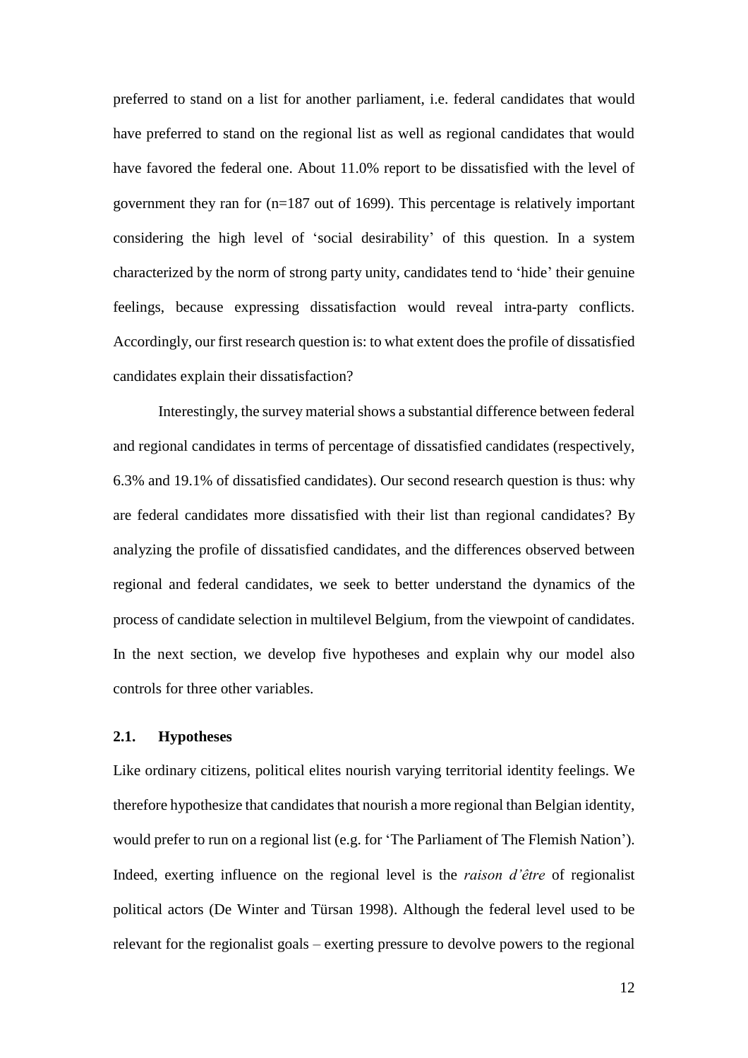preferred to stand on a list for another parliament, i.e. federal candidates that would have preferred to stand on the regional list as well as regional candidates that would have favored the federal one. About 11.0% report to be dissatisfied with the level of government they ran for (n=187 out of 1699). This percentage is relatively important considering the high level of 'social desirability' of this question. In a system characterized by the norm of strong party unity, candidates tend to 'hide' their genuine feelings, because expressing dissatisfaction would reveal intra-party conflicts. Accordingly, our first research question is: to what extent does the profile of dissatisfied candidates explain their dissatisfaction?

Interestingly, the survey material shows a substantial difference between federal and regional candidates in terms of percentage of dissatisfied candidates (respectively, 6.3% and 19.1% of dissatisfied candidates). Our second research question is thus: why are federal candidates more dissatisfied with their list than regional candidates? By analyzing the profile of dissatisfied candidates, and the differences observed between regional and federal candidates, we seek to better understand the dynamics of the process of candidate selection in multilevel Belgium, from the viewpoint of candidates. In the next section, we develop five hypotheses and explain why our model also controls for three other variables.

### 2.1. Hypotheses

Like ordinary citizens, political elites nourish varying territorial identity feelings. We therefore hypothesize that candidates that nourish a more regional than Belgian identity, would prefer to run on a regional list (e.g. for 'The Parliament of The Flemish Nation'). Indeed, exerting influence on the regional level is the *raison d'être* of regionalist political actors (De Winter and Türsan 1998). Although the federal level used to be relevant for the regionalist goals – exerting pressure to devolve powers to the regional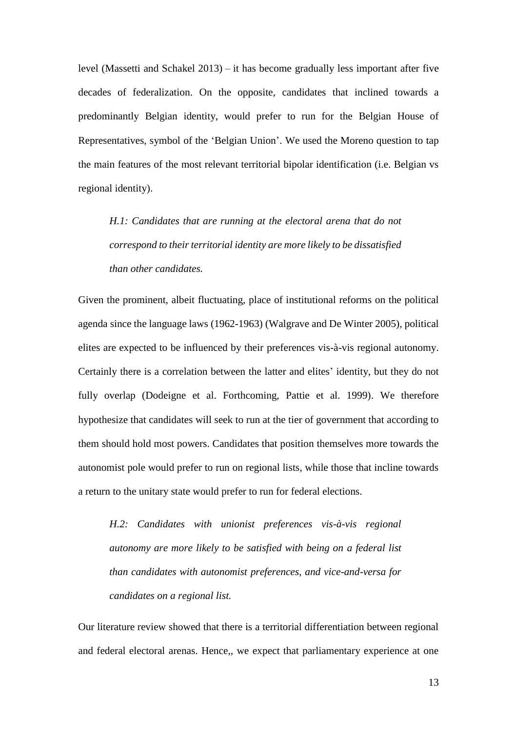level (Massetti and Schakel 2013) – it has become gradually less important after five decades of federalization. On the opposite, candidates that inclined towards a predominantly Belgian identity, would prefer to run for the Belgian House of Representatives, symbol of the 'Belgian Union'. We used the Moreno question to tap the main features of the most relevant territorial bipolar identification (i.e. Belgian vs regional identity).

> *H.1: Candidates that are running at the electoral arena that do not correspond to their territorial identity are more likely to be dissatisfied than other candidates.*

Given the prominent, albeit fluctuating, place of institutional reforms on the political agenda since the language laws (1962-1963) (Walgrave and De Winter 2005), political elites are expected to be influenced by their preferences vis-à-vis regional autonomy. Certainly there is a correlation between the latter and elites' identity, but they do not fully overlap (Dodeigne et al. Forthcoming, Pattie et al. 1999). We therefore hypothesize that candidates will seek to run at the tier of government that according to them should hold most powers. Candidates that position themselves more towards the autonomist pole would prefer to run on regional lists, while those that incline towards a return to the unitary state would prefer to run for federal elections.

> *H.2: Candidates with unionist preferences vis-à-vis regional autonomy are more likely to be satisfied with being on a federal list than candidates with autonomist preferences, and vice-and-versa for candidates on a regional list.*

Our literature review showed that there is a territorial differentiation between regional and federal electoral arenas. Hence,, we expect that parliamentary experience at one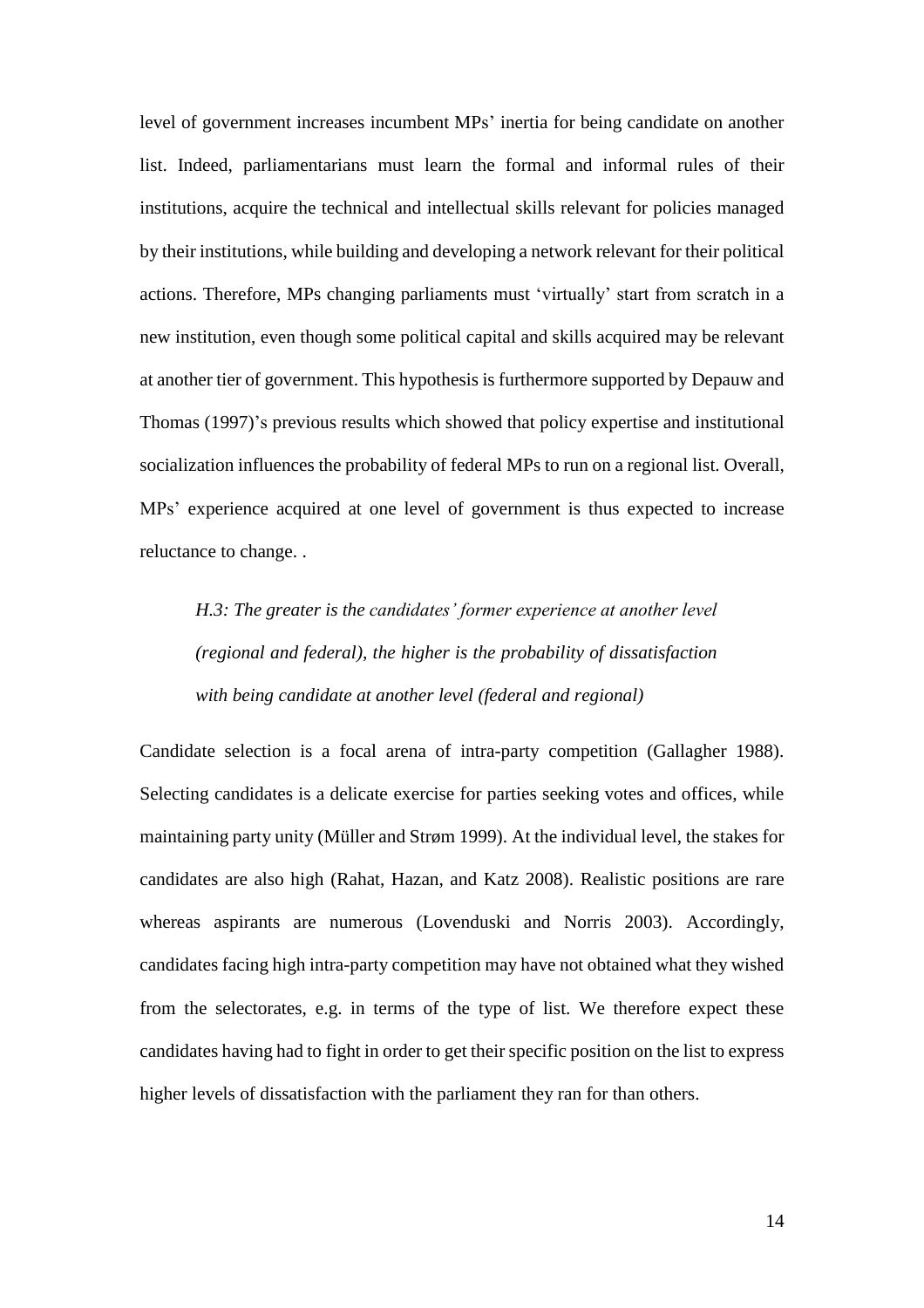level of government increases incumbent MPs' inertia for being candidate on another list. Indeed, parliamentarians must learn the formal and informal rules of their institutions, acquire the technical and intellectual skills relevant for policies managed by their institutions, while building and developing a network relevant for their political actions. Therefore, MPs changing parliaments must 'virtually' start from scratch in a new institution, even though some political capital and skills acquired may be relevant at another tier of government. This hypothesis is furthermore supported by Depauw and Thomas (1997)'s previous results which showed that policy expertise and institutional socialization influences the probability of federal MPs to run on a regional list. Overall, MPs' experience acquired at one level of government is thus expected to increase reluctance to change. .

> *H.3: The greater is the candidates' former experience at another level (regional and federal), the higher is the probability of dissatisfaction with being candidate at another level (federal and regional)*

Candidate selection is a focal arena of intra-party competition (Gallagher 1988). Selecting candidates is a delicate exercise for parties seeking votes and offices, while maintaining party unity (Müller and Strøm 1999). At the individual level, the stakes for candidates are also high (Rahat, Hazan, and Katz 2008). Realistic positions are rare whereas aspirants are numerous (Lovenduski and Norris 2003). Accordingly, candidates facing high intra-party competition may have not obtained what they wished from the selectorates, e.g. in terms of the type of list. We therefore expect these candidates having had to fight in order to get their specific position on the list to express higher levels of dissatisfaction with the parliament they ran for than others.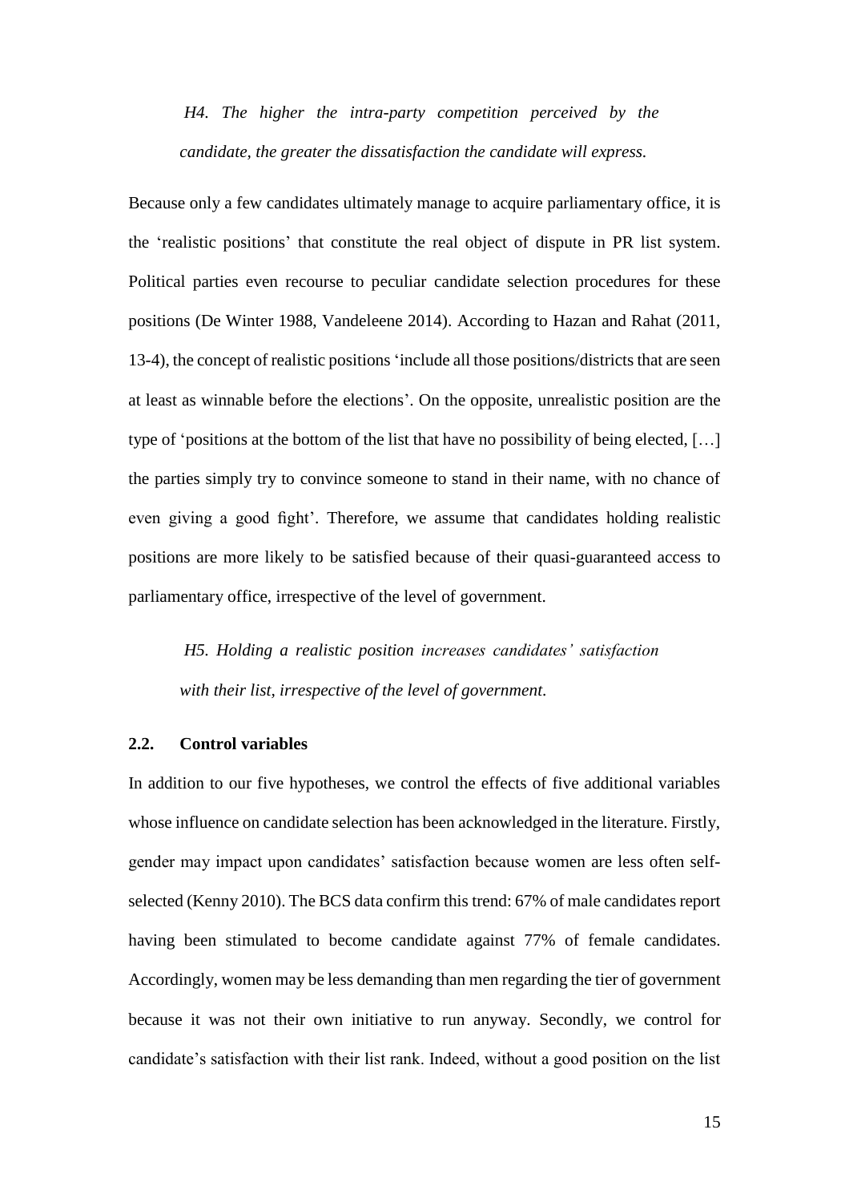*H4. The higher the intra-party competition perceived by the candidate, the greater the dissatisfaction the candidate will express.*

Because only a few candidates ultimately manage to acquire parliamentary office, it is the 'realistic positions' that constitute the real object of dispute in PR list system. Political parties even recourse to peculiar candidate selection procedures for these positions (De Winter 1988, Vandeleene 2014). According to Hazan and Rahat (2011, 13-4), the concept of realistic positions 'include all those positions/districts that are seen at least as winnable before the elections'. On the opposite, unrealistic position are the type of 'positions at the bottom of the list that have no possibility of being elected, […] the parties simply try to convince someone to stand in their name, with no chance of even giving a good fight'. Therefore, we assume that candidates holding realistic positions are more likely to be satisfied because of their quasi-guaranteed access to parliamentary office, irrespective of the level of government.

*H5. Holding a realistic position increases candidates' satisfaction with their list, irrespective of the level of government.*

### 2.2. Control variables

In addition to our five hypotheses, we control the effects of five additional variables whose influence on candidate selection has been acknowledged in the literature. Firstly, gender may impact upon candidates' satisfaction because women are less often self-selected (Kenny 2010). The BCS data confirm this trend: 67% of male candidates report having been stimulated to become candidate against 77% of female candidates. Accordingly, women may be less demanding than men regarding the tier of government because it was not their own initiative to run anyway. Secondly, we control for candidate's satisfaction with their list rank. Indeed, without a good position on the list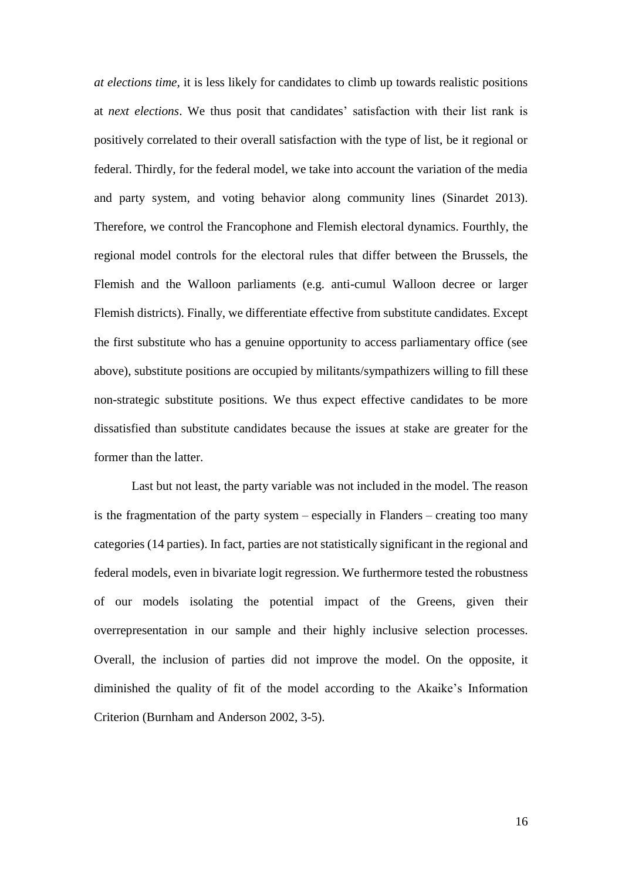*at elections time*, it is less likely for candidates to climb up towards realistic positions at *next elections*. We thus posit that candidates' satisfaction with their list rank is positively correlated to their overall satisfaction with the type of list, be it regional or federal. Thirdly, for the federal model, we take into account the variation of the media and party system, and voting behavior along community lines (Sinardet 2013). Therefore, we control the Francophone and Flemish electoral dynamics. Fourthly, the regional model controls for the electoral rules that differ between the Brussels, the Flemish and the Walloon parliaments (e.g. anti-cumul Walloon decree or larger Flemish districts). Finally, we differentiate effective from substitute candidates. Except the first substitute who has a genuine opportunity to access parliamentary office (see above), substitute positions are occupied by militants/sympathizers willing to fill these non-strategic substitute positions. We thus expect effective candidates to be more dissatisfied than substitute candidates because the issues at stake are greater for the former than the latter.

Last but not least, the party variable was not included in the model. The reason is the fragmentation of the party system – especially in Flanders – creating too many categories (14 parties). In fact, parties are not statistically significant in the regional and federal models, even in bivariate logit regression. We furthermore tested the robustness of our models isolating the potential impact of the Greens, given their overrepresentation in our sample and their highly inclusive selection processes. Overall, the inclusion of parties did not improve the model. On the opposite, it diminished the quality of fit of the model according to the Akaike's Information Criterion (Burnham and Anderson 2002, 3-5).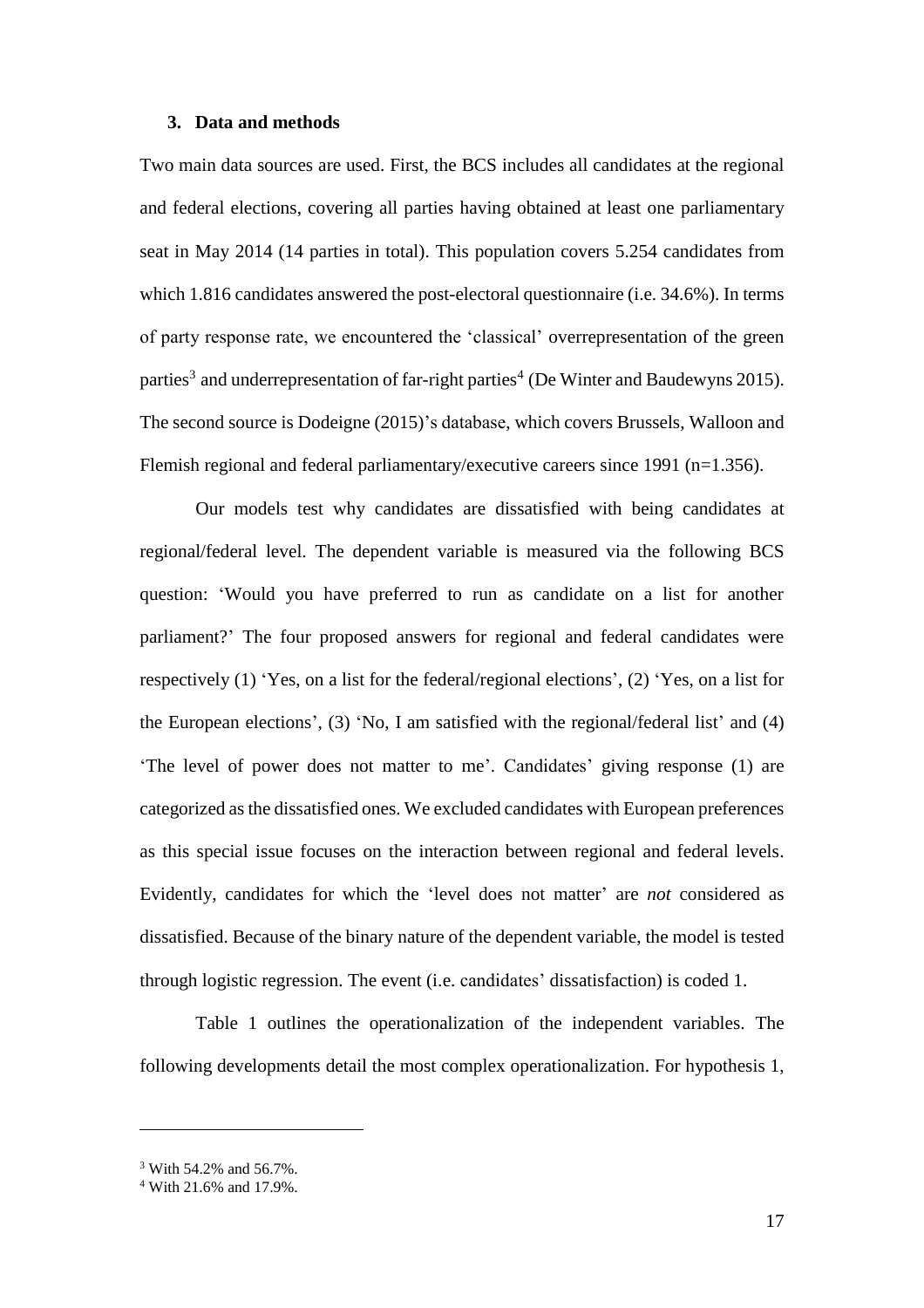### 3. Data and methods

Two main data sources are used. First, the BCS includes all candidates at the regional and federal elections, covering all parties having obtained at least one parliamentary seat in May 2014 (14 parties in total). This population covers 5.254 candidates from which 1.816 candidates answered the post-electoral questionnaire (i.e. 34.6%). In terms of party response rate, we encountered the 'classical' overrepresentation of the green parties[3] and underrepresentation of far-right parties[4] (De Winter and Baudewyns 2015). The second source is Dodeigne (2015)'s database, which covers Brussels, Walloon and Flemish regional and federal parliamentary/executive careers since 1991 (n=1.356).

Our models test why candidates are dissatisfied with being candidates at regional/federal level. The dependent variable is measured via the following BCS question: 'Would you have preferred to run as candidate on a list for another parliament?' The four proposed answers for regional and federal candidates were respectively (1) 'Yes, on a list for the federal/regional elections', (2) 'Yes, on a list for the European elections', (3) 'No, I am satisfied with the regional/federal list' and (4) 'The level of power does not matter to me'. Candidates' giving response (1) are categorized as the dissatisfied ones. We excluded candidates with European preferences as this special issue focuses on the interaction between regional and federal levels. Evidently, candidates for which the 'level does not matter' are *not* considered as dissatisfied. Because of the binary nature of the dependent variable, the model is tested through logistic regression. The event (i.e. candidates' dissatisfaction) is coded 1.

Table 1 outlines the operationalization of the independent variables. The following developments detail the most complex operationalization. For hypothesis 1,

---

[3] With 54.2% and 56.7%.

[4] With 21.6% and 17.9%.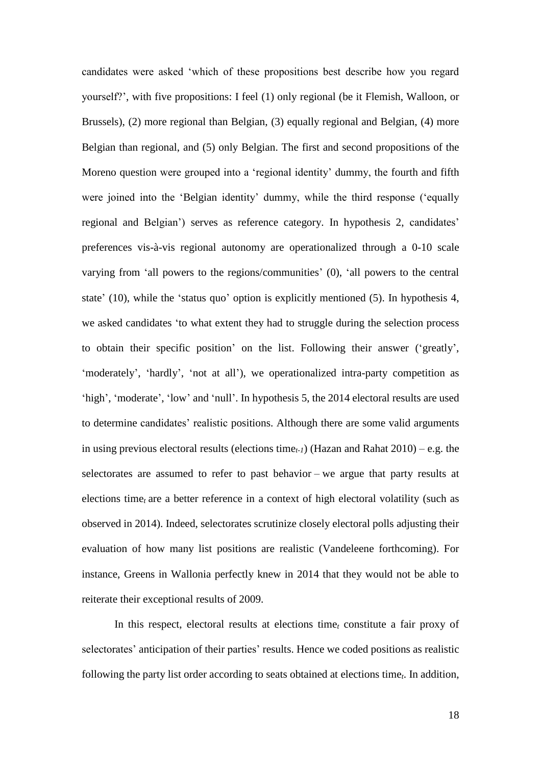candidates were asked 'which of these propositions best describe how you regard yourself?', with five propositions: I feel (1) only regional (be it Flemish, Walloon, or Brussels), (2) more regional than Belgian, (3) equally regional and Belgian, (4) more Belgian than regional, and (5) only Belgian. The first and second propositions of the Moreno question were grouped into a 'regional identity' dummy, the fourth and fifth were joined into the 'Belgian identity' dummy, while the third response ('equally regional and Belgian') serves as reference category. In hypothesis 2, candidates' preferences vis-à-vis regional autonomy are operationalized through a 0-10 scale varying from 'all powers to the regions/communities' (0), 'all powers to the central state' (10), while the 'status quo' option is explicitly mentioned (5). In hypothesis 4, we asked candidates 'to what extent they had to struggle during the selection process to obtain their specific position' on the list. Following their answer ('greatly', 'moderately', 'hardly', 'not at all'), we operationalized intra-party competition as 'high', 'moderate', 'low' and 'null'. In hypothesis 5, the 2014 electoral results are used to determine candidates' realistic positions. Although there are some valid arguments in using previous electoral results (elections time$_{t-1}$) (Hazan and Rahat 2010) – e.g. the selectorates are assumed to refer to past behavior – we argue that party results at elections time$_t$ are a better reference in a context of high electoral volatility (such as observed in 2014). Indeed, selectorates scrutinize closely electoral polls adjusting their evaluation of how many list positions are realistic (Vandeleene forthcoming). For instance, Greens in Wallonia perfectly knew in 2014 that they would not be able to reiterate their exceptional results of 2009.

In this respect, electoral results at elections time$_t$ constitute a fair proxy of selectorates' anticipation of their parties' results. Hence we coded positions as realistic following the party list order according to seats obtained at elections time$_t$. In addition,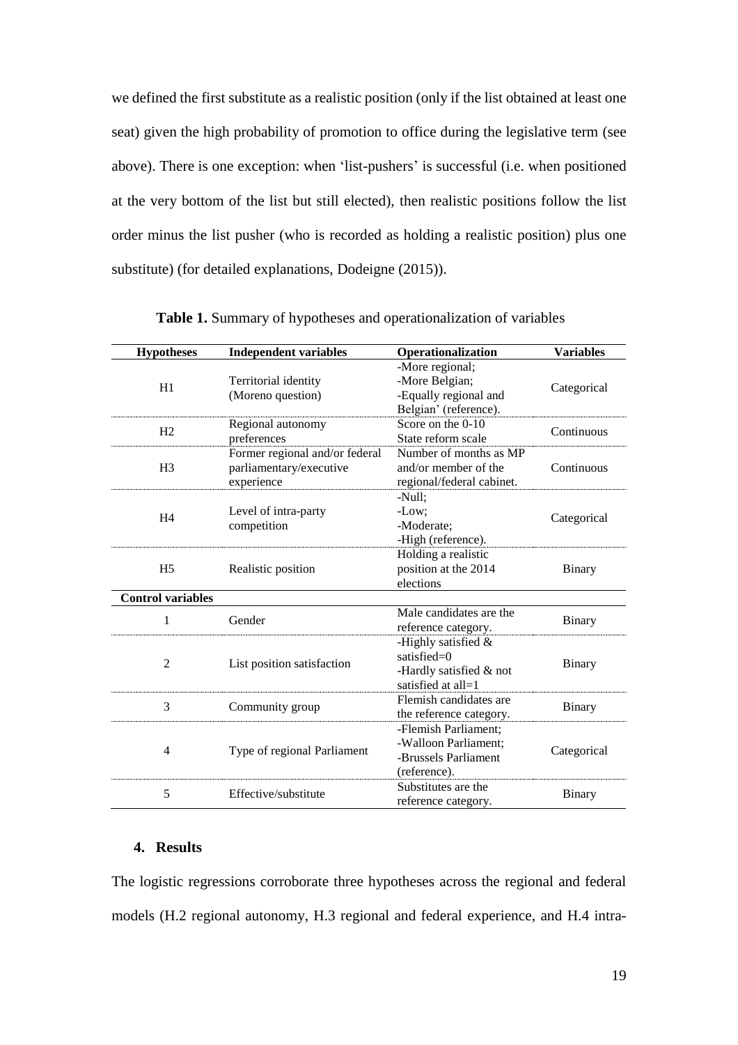we defined the first substitute as a realistic position (only if the list obtained at least one seat) given the high probability of promotion to office during the legislative term (see above). There is one exception: when 'list-pushers' is successful (i.e. when positioned at the very bottom of the list but still elected), then realistic positions follow the list order minus the list pusher (who is recorded as holding a realistic position) plus one substitute) (for detailed explanations, Dodeigne (2015)).

**Table 1.** Summary of hypotheses and operationalization of variables

| Hypotheses | Independent variables | Operationalization | Variables |
|---|---|---|---|
| H1 | Territorial identity (Moreno question) | -More regional; -More Belgian; -Equally regional and Belgian' (reference). | Categorical |
| H2 | Regional autonomy preferences | Score on the 0-10 State reform scale | Continuous |
| H3 | Former regional and/or federal parliamentary/executive experience | Number of months as MP and/or member of the regional/federal cabinet. | Continuous |
| H4 | Level of intra-party competition | -Null; -Low; -Moderate; -High (reference). | Categorical |
| H5 | Realistic position | Holding a realistic position at the 2014 elections | Binary |
| **Control variables** | | | |
| 1 | Gender | Male candidates are the reference category. | Binary |
| 2 | List position satisfaction | -Highly satisfied & satisfied=0 -Hardly satisfied & not satisfied at all=1 | Binary |
| 3 | Community group | Flemish candidates are the reference category. | Binary |
| 4 | Type of regional Parliament | -Flemish Parliament; -Walloon Parliament; -Brussels Parliament (reference). | Categorical |
| 5 | Effective/substitute | Substitutes are the reference category. | Binary |

## 4. Results

The logistic regressions corroborate three hypotheses across the regional and federal models (H.2 regional autonomy, H.3 regional and federal experience, and H.4 intra-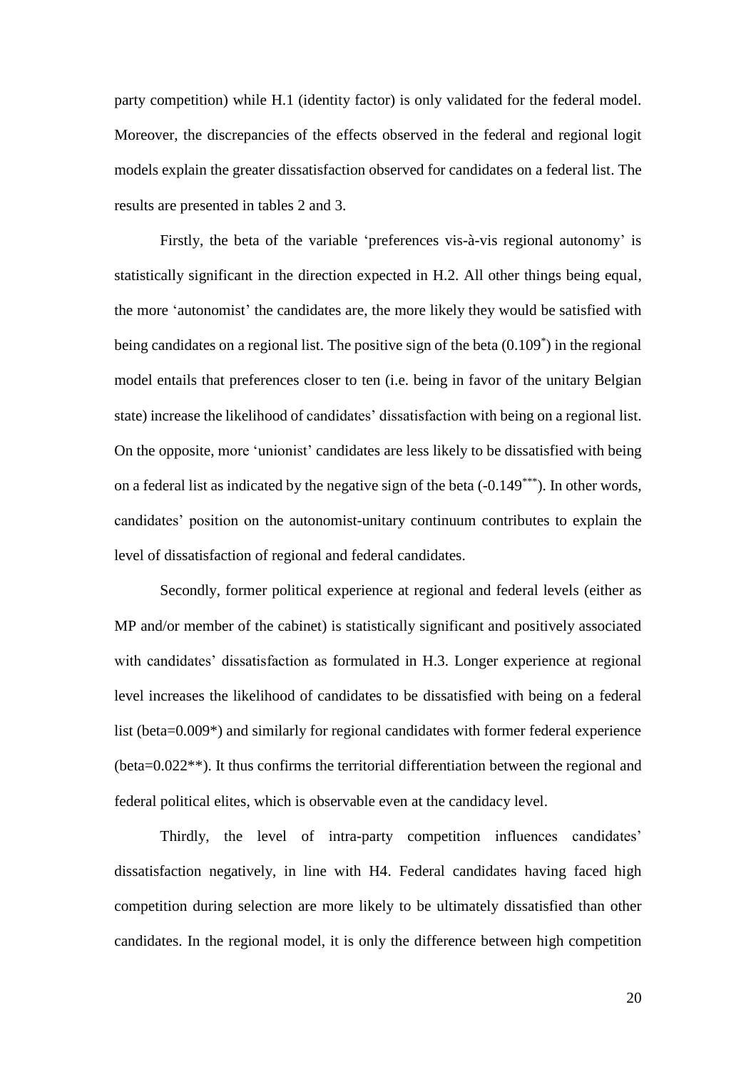party competition) while H.1 (identity factor) is only validated for the federal model. Moreover, the discrepancies of the effects observed in the federal and regional logit models explain the greater dissatisfaction observed for candidates on a federal list. The results are presented in tables 2 and 3.

Firstly, the beta of the variable 'preferences vis-à-vis regional autonomy' is statistically significant in the direction expected in H.2. All other things being equal, the more 'autonomist' the candidates are, the more likely they would be satisfied with being candidates on a regional list. The positive sign of the beta ($0.109^{*}$) in the regional model entails that preferences closer to ten (i.e. being in favor of the unitary Belgian state) increase the likelihood of candidates' dissatisfaction with being on a regional list. On the opposite, more 'unionist' candidates are less likely to be dissatisfied with being on a federal list as indicated by the negative sign of the beta ($-0.149^{***}$). In other words, candidates' position on the autonomist-unitary continuum contributes to explain the level of dissatisfaction of regional and federal candidates.

Secondly, former political experience at regional and federal levels (either as MP and/or member of the cabinet) is statistically significant and positively associated with candidates' dissatisfaction as formulated in H.3. Longer experience at regional level increases the likelihood of candidates to be dissatisfied with being on a federal list (beta=0.009*) and similarly for regional candidates with former federal experience (beta=0.022**). It thus confirms the territorial differentiation between the regional and federal political elites, which is observable even at the candidacy level.

Thirdly, the level of intra-party competition influences candidates' dissatisfaction negatively, in line with H4. Federal candidates having faced high competition during selection are more likely to be ultimately dissatisfied than other candidates. In the regional model, it is only the difference between high competition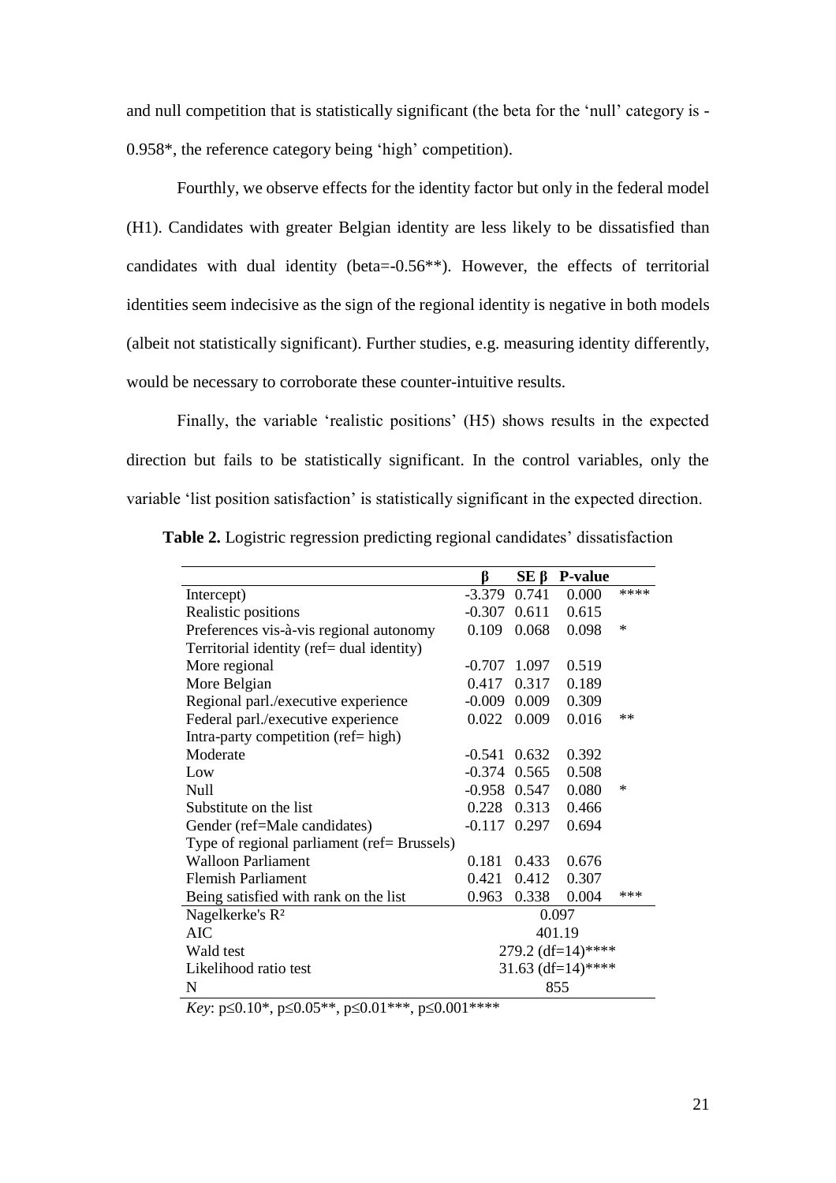and null competition that is statistically significant (the beta for the 'null' category is -0.958*, the reference category being 'high' competition).

Fourthly, we observe effects for the identity factor but only in the federal model (H1). Candidates with greater Belgian identity are less likely to be dissatisfied than candidates with dual identity (beta=-0.56**). However, the effects of territorial identities seem indecisive as the sign of the regional identity is negative in both models (albeit not statistically significant). Further studies, e.g. measuring identity differently, would be necessary to corroborate these counter-intuitive results.

Finally, the variable 'realistic positions' (H5) shows results in the expected direction but fails to be statistically significant. In the control variables, only the variable 'list position satisfaction' is statistically significant in the expected direction.

**Table 2.** Logistric regression predicting regional candidates' dissatisfaction

| | β | SE β | P-value | |
|---|---|---|---|---|
| Intercept) | -3.379 | 0.741 | 0.000 | **** |
| Realistic positions | -0.307 | 0.611 | 0.615 | |
| Preferences vis-à-vis regional autonomy | 0.109 | 0.068 | 0.098 | * |
| Territorial identity (ref= dual identity) | | | | |
| More regional | -0.707 | 1.097 | 0.519 | |
| More Belgian | 0.417 | 0.317 | 0.189 | |
| Regional parl./executive experience | -0.009 | 0.009 | 0.309 | |
| Federal parl./executive experience | 0.022 | 0.009 | 0.016 | ** |
| Intra-party competition (ref= high) | | | | |
| Moderate | -0.541 | 0.632 | 0.392 | |
| Low | -0.374 | 0.565 | 0.508 | |
| Null | -0.958 | 0.547 | 0.080 | * |
| Substitute on the list | 0.228 | 0.313 | 0.466 | |
| Gender (ref=Male candidates) | -0.117 | 0.297 | 0.694 | |
| Type of regional parliament (ref= Brussels) | | | | |
| Walloon Parliament | 0.181 | 0.433 | 0.676 | |
| Flemish Parliament | 0.421 | 0.412 | 0.307 | |
| Being satisfied with rank on the list | 0.963 | 0.338 | 0.004 | *** |
| Nagelkerke's $R^2$ | 0.097 | | | |
| AIC | 401.19 | | | |
| Wald test | 279.2 (df=14)**** | | | |
| Likelihood ratio test | 31.63 (df=14)**** | | | |
| N | 855 | | | |

*Key*: p≤0.10*, p≤0.05**, p≤0.01***, p≤0.001****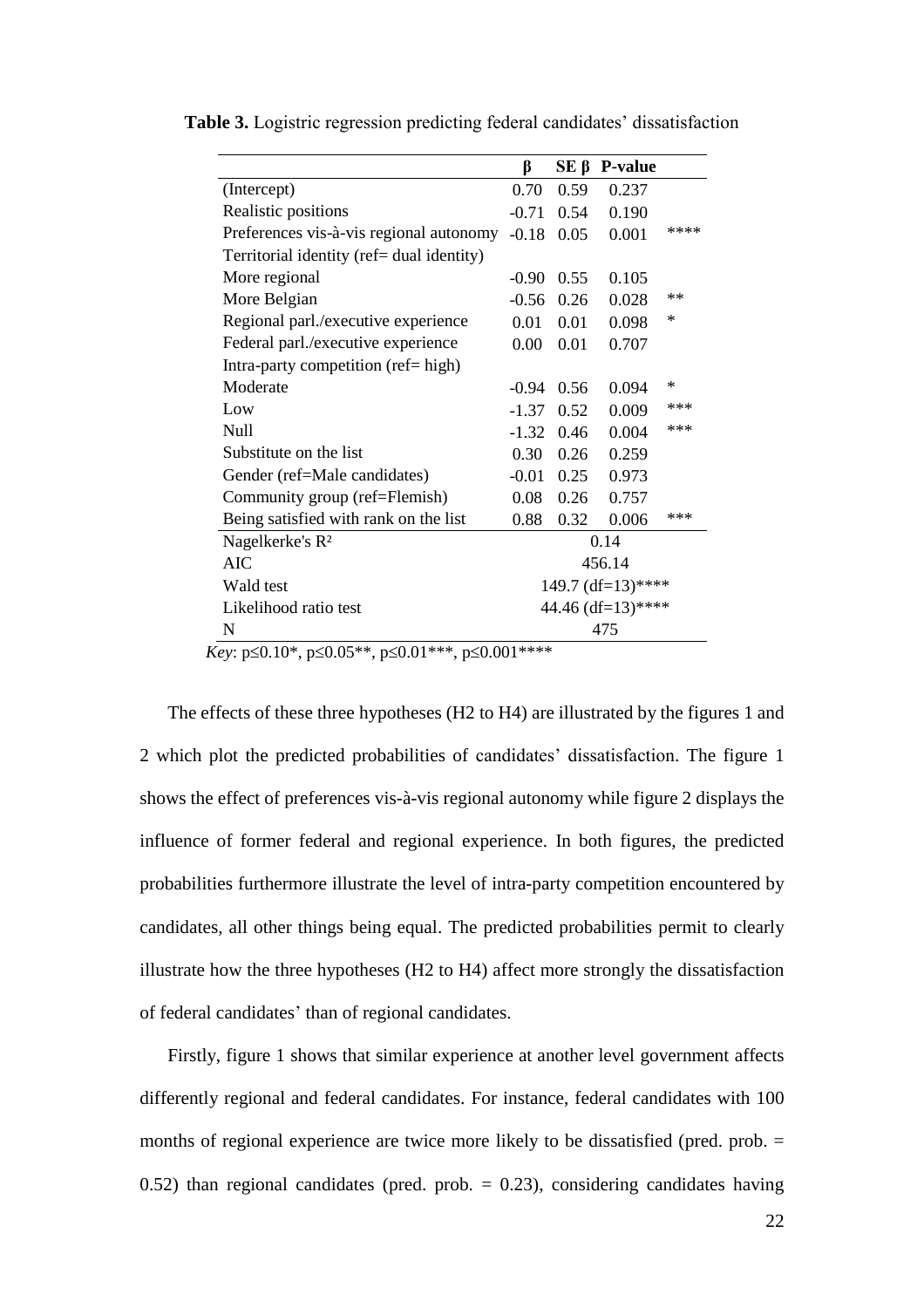**Table 3.** Logistric regression predicting federal candidates' dissatisfaction

| | β | SE β | P-value | |
|---|---|---|---|---|
| (Intercept) | 0.70 | 0.59 | 0.237 | |
| Realistic positions | -0.71 | 0.54 | 0.190 | |
| Preferences vis-à-vis regional autonomy | -0.18 | 0.05 | 0.001 | **** |
| Territorial identity (ref= dual identity) | | | | |
| More regional | -0.90 | 0.55 | 0.105 | |
| More Belgian | -0.56 | 0.26 | 0.028 | ** |
| Regional parl./executive experience | 0.01 | 0.01 | 0.098 | * |
| Federal parl./executive experience | 0.00 | 0.01 | 0.707 | |
| Intra-party competition (ref= high) | | | | |
| Moderate | -0.94 | 0.56 | 0.094 | * |
| Low | -1.37 | 0.52 | 0.009 | *** |
| Null | -1.32 | 0.46 | 0.004 | *** |
| Substitute on the list | 0.30 | 0.26 | 0.259 | |
| Gender (ref=Male candidates) | -0.01 | 0.25 | 0.973 | |
| Community group (ref=Flemish) | 0.08 | 0.26 | 0.757 | |
| Being satisfied with rank on the list | 0.88 | 0.32 | 0.006 | *** |
| Nagelkerke's $R^2$ | 0.14 | | | |
| AIC | 456.14 | | | |
| Wald test | 149.7 (df=13)**** | | | |
| Likelihood ratio test | 44.46 (df=13)**** | | | |
| N | 475 | | | |

*Key*: p≤0.10*, p≤0.05**, p≤0.01***, p≤0.001****

The effects of these three hypotheses (H2 to H4) are illustrated by the figures 1 and 2 which plot the predicted probabilities of candidates' dissatisfaction. The figure 1 shows the effect of preferences vis-à-vis regional autonomy while figure 2 displays the influence of former federal and regional experience. In both figures, the predicted probabilities furthermore illustrate the level of intra-party competition encountered by candidates, all other things being equal. The predicted probabilities permit to clearly illustrate how the three hypotheses (H2 to H4) affect more strongly the dissatisfaction of federal candidates' than of regional candidates.

Firstly, figure 1 shows that similar experience at another level government affects differently regional and federal candidates. For instance, federal candidates with 100 months of regional experience are twice more likely to be dissatisfied (pred. prob. = 0.52) than regional candidates (pred. prob. = 0.23), considering candidates having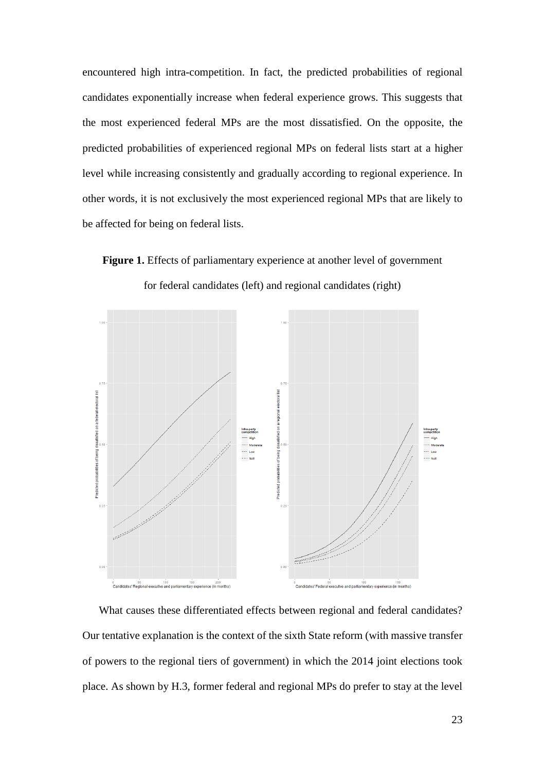encountered high intra-competition. In fact, the predicted probabilities of regional candidates exponentially increase when federal experience grows. This suggests that the most experienced federal MPs are the most dissatisfied. On the opposite, the predicted probabilities of experienced regional MPs on federal lists start at a higher level while increasing consistently and gradually according to regional experience. In other words, it is not exclusively the most experienced regional MPs that are likely to be affected for being on federal lists.

**Figure 1.** Effects of parliamentary experience at another level of government for federal candidates (left) and regional candidates (right)

What causes these differentiated effects between regional and federal candidates? Our tentative explanation is the context of the sixth State reform (with massive transfer of powers to the regional tiers of government) in which the 2014 joint elections took place. As shown by H.3, former federal and regional MPs do prefer to stay at the level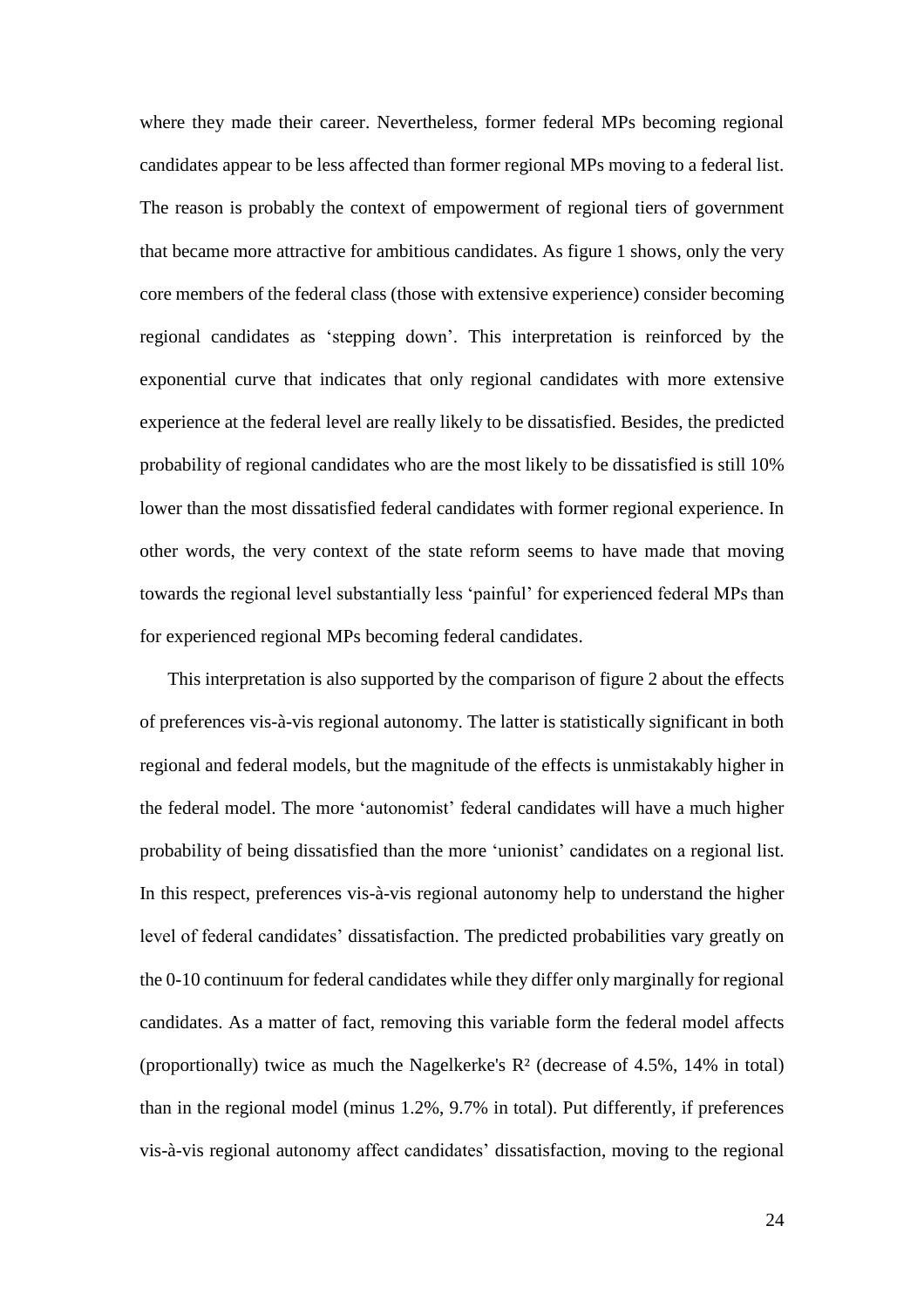where they made their career. Nevertheless, former federal MPs becoming regional candidates appear to be less affected than former regional MPs moving to a federal list. The reason is probably the context of empowerment of regional tiers of government that became more attractive for ambitious candidates. As figure 1 shows, only the very core members of the federal class (those with extensive experience) consider becoming regional candidates as 'stepping down'. This interpretation is reinforced by the exponential curve that indicates that only regional candidates with more extensive experience at the federal level are really likely to be dissatisfied. Besides, the predicted probability of regional candidates who are the most likely to be dissatisfied is still 10% lower than the most dissatisfied federal candidates with former regional experience. In other words, the very context of the state reform seems to have made that moving towards the regional level substantially less 'painful' for experienced federal MPs than for experienced regional MPs becoming federal candidates.

This interpretation is also supported by the comparison of figure 2 about the effects of preferences vis-à-vis regional autonomy. The latter is statistically significant in both regional and federal models, but the magnitude of the effects is unmistakably higher in the federal model. The more 'autonomist' federal candidates will have a much higher probability of being dissatisfied than the more 'unionist' candidates on a regional list. In this respect, preferences vis-à-vis regional autonomy help to understand the higher level of federal candidates' dissatisfaction. The predicted probabilities vary greatly on the 0-10 continuum for federal candidates while they differ only marginally for regional candidates. As a matter of fact, removing this variable form the federal model affects (proportionally) twice as much the Nagelkerke's $R^2$ (decrease of 4.5%, 14% in total) than in the regional model (minus 1.2%, 9.7% in total). Put differently, if preferences vis-à-vis regional autonomy affect candidates' dissatisfaction, moving to the regional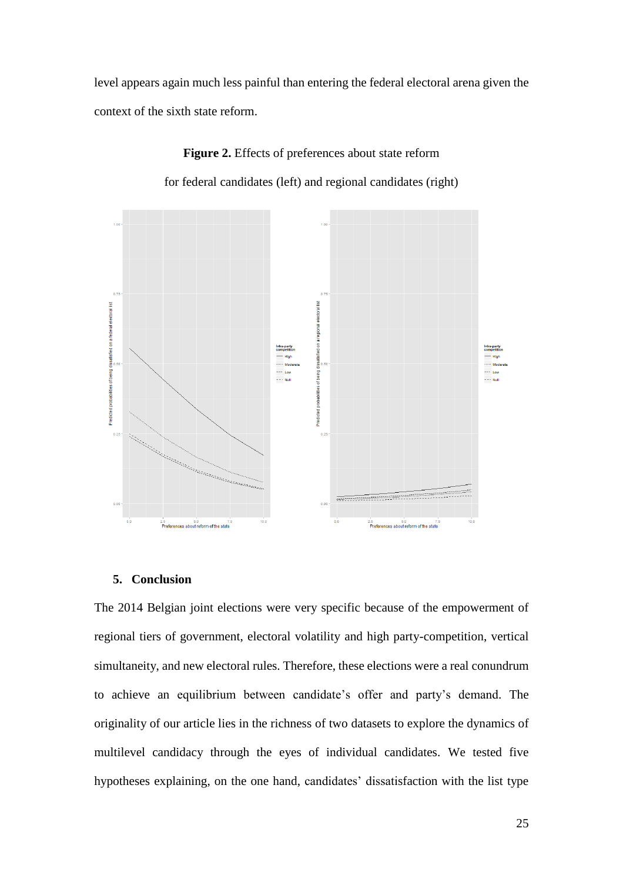level appears again much less painful than entering the federal electoral arena given the context of the sixth state reform.

**Figure 2.** Effects of preferences about state reform for federal candidates (left) and regional candidates (right)

## 5. Conclusion

The 2014 Belgian joint elections were very specific because of the empowerment of regional tiers of government, electoral volatility and high party-competition, vertical simultaneity, and new electoral rules. Therefore, these elections were a real conundrum to achieve an equilibrium between candidate's offer and party's demand. The originality of our article lies in the richness of two datasets to explore the dynamics of multilevel candidacy through the eyes of individual candidates. We tested five hypotheses explaining, on the one hand, candidates' dissatisfaction with the list type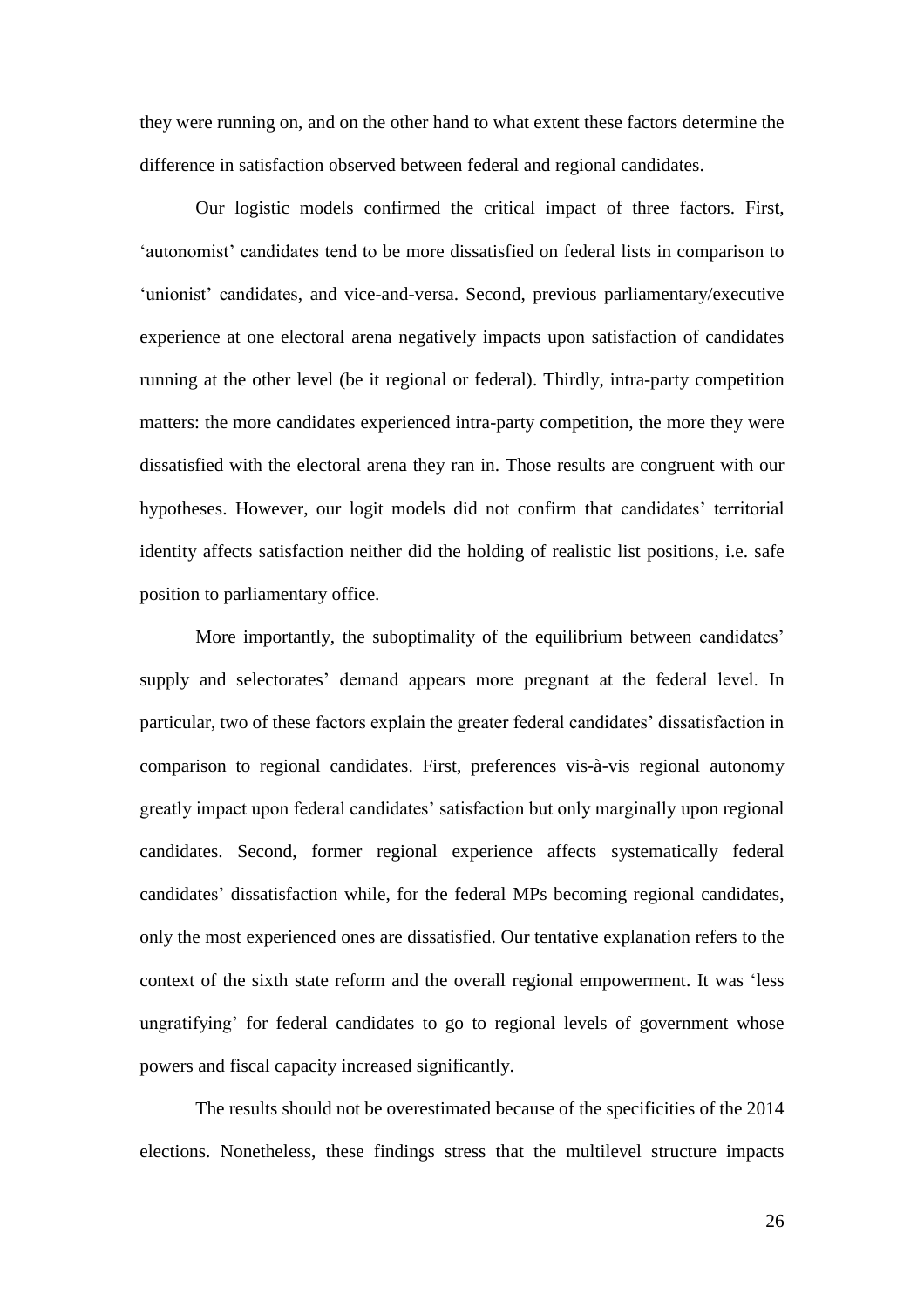they were running on, and on the other hand to what extent these factors determine the difference in satisfaction observed between federal and regional candidates.

Our logistic models confirmed the critical impact of three factors. First, 'autonomist' candidates tend to be more dissatisfied on federal lists in comparison to 'unionist' candidates, and vice-and-versa. Second, previous parliamentary/executive experience at one electoral arena negatively impacts upon satisfaction of candidates running at the other level (be it regional or federal). Thirdly, intra-party competition matters: the more candidates experienced intra-party competition, the more they were dissatisfied with the electoral arena they ran in. Those results are congruent with our hypotheses. However, our logit models did not confirm that candidates' territorial identity affects satisfaction neither did the holding of realistic list positions, i.e. safe position to parliamentary office.

More importantly, the suboptimality of the equilibrium between candidates' supply and selectorates' demand appears more pregnant at the federal level. In particular, two of these factors explain the greater federal candidates' dissatisfaction in comparison to regional candidates. First, preferences vis-à-vis regional autonomy greatly impact upon federal candidates' satisfaction but only marginally upon regional candidates. Second, former regional experience affects systematically federal candidates' dissatisfaction while, for the federal MPs becoming regional candidates, only the most experienced ones are dissatisfied. Our tentative explanation refers to the context of the sixth state reform and the overall regional empowerment. It was 'less ungratifying' for federal candidates to go to regional levels of government whose powers and fiscal capacity increased significantly.

The results should not be overestimated because of the specificities of the 2014 elections. Nonetheless, these findings stress that the multilevel structure impacts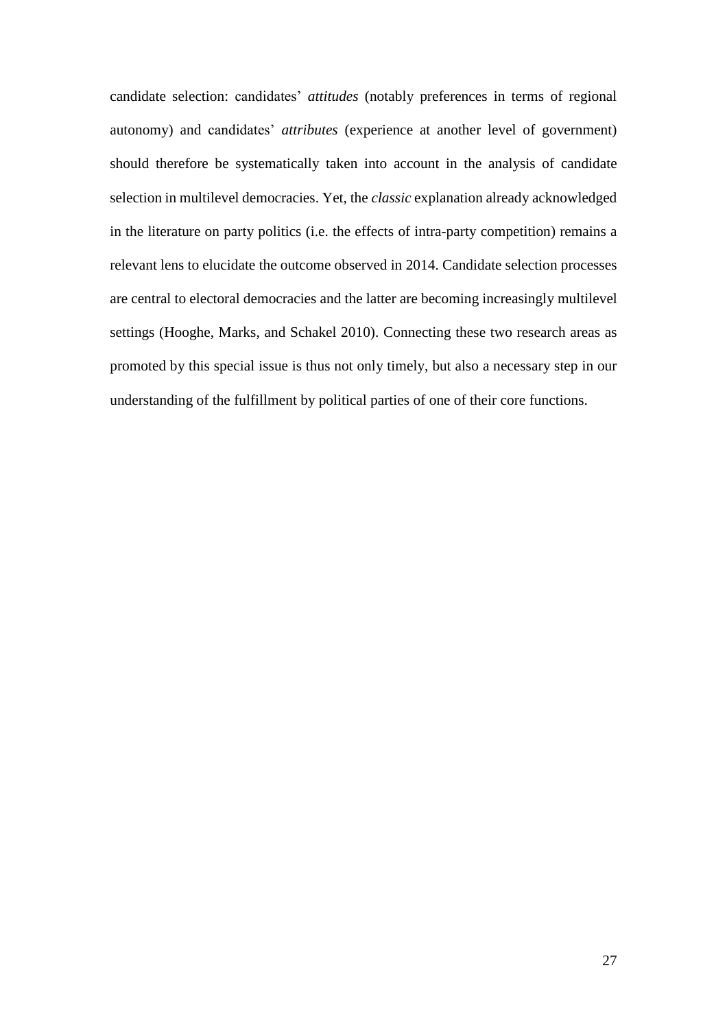candidate selection: candidates' *attitudes* (notably preferences in terms of regional autonomy) and candidates' *attributes* (experience at another level of government) should therefore be systematically taken into account in the analysis of candidate selection in multilevel democracies. Yet, the *classic* explanation already acknowledged in the literature on party politics (i.e. the effects of intra-party competition) remains a relevant lens to elucidate the outcome observed in 2014. Candidate selection processes are central to electoral democracies and the latter are becoming increasingly multilevel settings (Hooghe, Marks, and Schakel 2010). Connecting these two research areas as promoted by this special issue is thus not only timely, but also a necessary step in our understanding of the fulfillment by political parties of one of their core functions.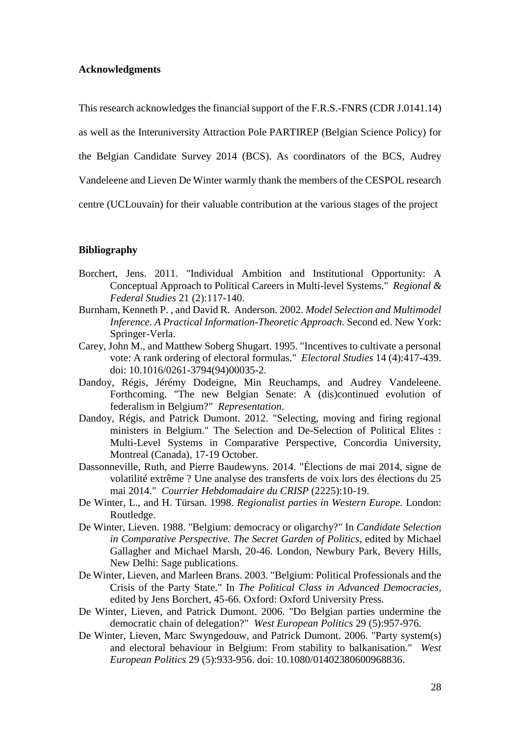## Acknowledgments

This research acknowledges the financial support of the F.R.S.-FNRS (CDR J.0141.14) as well as the Interuniversity Attraction Pole PARTIREP (Belgian Science Policy) for the Belgian Candidate Survey 2014 (BCS). As coordinators of the BCS, Audrey Vandeleene and Lieven De Winter warmly thank the members of the CESPOL research centre (UCLouvain) for their valuable contribution at the various stages of the project

## Bibliography

Borchert, Jens. 2011. "Individual Ambition and Institutional Opportunity: A Conceptual Approach to Political Careers in Multi-level Systems." *Regional & Federal Studies* 21 (2):117-140.

Burnham, Kenneth P. , and David R. Anderson. 2002. *Model Selection and Multimodel Inference. A Practical Information-Theoretic Approach*. Second ed. New York: Springer-Verla.

Carey, John M., and Matthew Soberg Shugart. 1995. "Incentives to cultivate a personal vote: A rank ordering of electoral formulas." *Electoral Studies* 14 (4):417-439. doi: 10.1016/0261-3794(94)00035-2.

Dandoy, Régis, Jérémy Dodeigne, Min Reuchamps, and Audrey Vandeleene. Forthcoming. "The new Belgian Senate: A (dis)continued evolution of federalism in Belgium?" *Representation*.

Dandoy, Régis, and Patrick Dumont. 2012. "Selecting, moving and firing regional ministers in Belgium." The Selection and De-Selection of Political Elites : Multi-Level Systems in Comparative Perspective, Concordia University, Montreal (Canada), 17-19 October.

Dassonneville, Ruth, and Pierre Baudewyns. 2014. "Élections de mai 2014, signe de volatilité extrême ? Une analyse des transferts de voix lors des élections du 25 mai 2014." *Courrier Hebdomadaire du CRISP* (2225):10-19.

De Winter, L., and H. Türsan. 1998. *Regionalist parties in Western Europe*. London: Routledge.

De Winter, Lieven. 1988. "Belgium: democracy or oligarchy?" In *Candidate Selection in Comparative Perspective. The Secret Garden of Politics*, edited by Michael Gallagher and Michael Marsh, 20-46. London, Newbury Park, Bevery Hills, New Delhi: Sage publications.

De Winter, Lieven, and Marleen Brans. 2003. "Belgium: Political Professionals and the Crisis of the Party State." In *The Political Class in Advanced Democracies*, edited by Jens Borchert, 45-66. Oxford: Oxford University Press.

De Winter, Lieven, and Patrick Dumont. 2006. "Do Belgian parties undermine the democratic chain of delegation?" *West European Politics* 29 (5):957-976.

De Winter, Lieven, Marc Swyngedouw, and Patrick Dumont. 2006. "Party system(s) and electoral behaviour in Belgium: From stability to balkanisation." *West European Politics* 29 (5):933-956. doi: 10.1080/01402380600968836.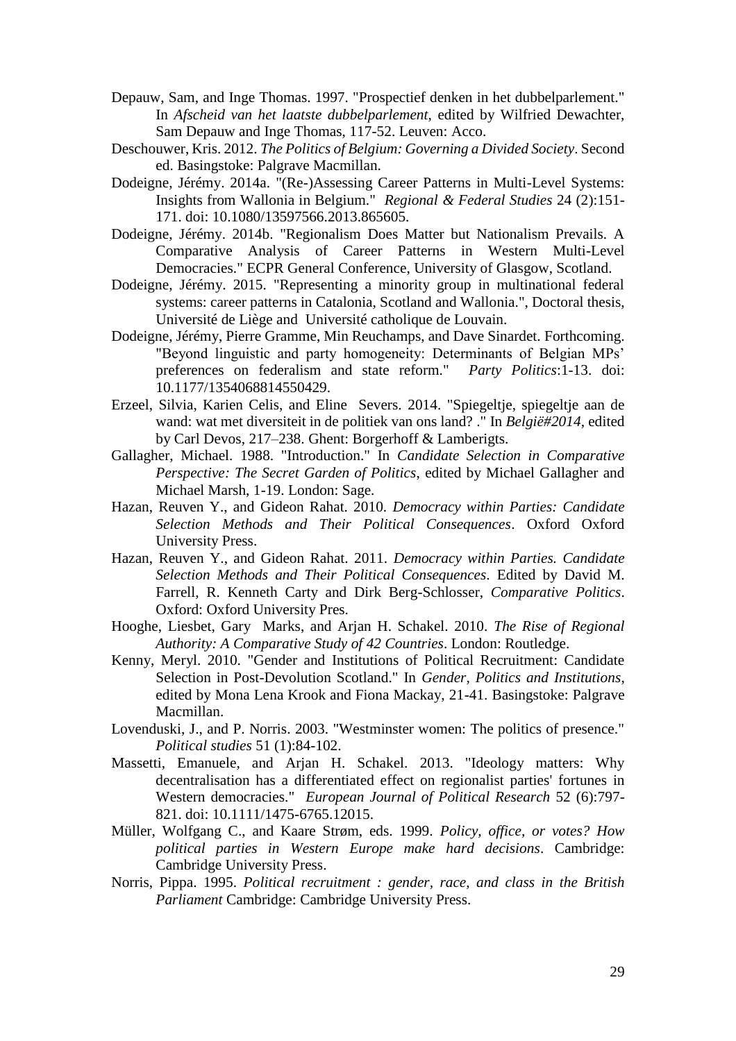Depauw, Sam, and Inge Thomas. 1997. "Prospectief denken in het dubbelparlement." In *Afscheid van het laatste dubbelparlement*, edited by Wilfried Dewachter, Sam Depauw and Inge Thomas, 117-52. Leuven: Acco.

Deschouwer, Kris. 2012. *The Politics of Belgium: Governing a Divided Society*. Second ed. Basingstoke: Palgrave Macmillan.

Dodeigne, Jérémy. 2014a. "(Re-)Assessing Career Patterns in Multi-Level Systems: Insights from Wallonia in Belgium." *Regional & Federal Studies* 24 (2):151-171. doi: 10.1080/13597566.2013.865605.

Dodeigne, Jérémy. 2014b. "Regionalism Does Matter but Nationalism Prevails. A Comparative Analysis of Career Patterns in Western Multi-Level Democracies." ECPR General Conference, University of Glasgow, Scotland.

Dodeigne, Jérémy. 2015. "Representing a minority group in multinational federal systems: career patterns in Catalonia, Scotland and Wallonia.", Doctoral thesis, Université de Liège and Université catholique de Louvain.

Dodeigne, Jérémy, Pierre Gramme, Min Reuchamps, and Dave Sinardet. Forthcoming. "Beyond linguistic and party homogeneity: Determinants of Belgian MPs' preferences on federalism and state reform." *Party Politics*:1-13. doi: 10.1177/1354068814550429.

Erzeel, Silvia, Karien Celis, and Eline Severs. 2014. "Spiegeltje, spiegeltje aan de wand: wat met diversiteit in de politiek van ons land? ." In *België#2014*, edited by Carl Devos, 217–238. Ghent: Borgerhoff & Lamberigts.

Gallagher, Michael. 1988. "Introduction." In *Candidate Selection in Comparative Perspective: The Secret Garden of Politics*, edited by Michael Gallagher and Michael Marsh, 1-19. London: Sage.

Hazan, Reuven Y., and Gideon Rahat. 2010. *Democracy within Parties: Candidate Selection Methods and Their Political Consequences*. Oxford Oxford University Press.

Hazan, Reuven Y., and Gideon Rahat. 2011. *Democracy within Parties. Candidate Selection Methods and Their Political Consequences*. Edited by David M. Farrell, R. Kenneth Carty and Dirk Berg-Schlosser, *Comparative Politics*. Oxford: Oxford University Pres.

Hooghe, Liesbet, Gary Marks, and Arjan H. Schakel. 2010. *The Rise of Regional Authority: A Comparative Study of 42 Countries*. London: Routledge.

Kenny, Meryl. 2010. "Gender and Institutions of Political Recruitment: Candidate Selection in Post-Devolution Scotland." In *Gender, Politics and Institutions*, edited by Mona Lena Krook and Fiona Mackay, 21-41. Basingstoke: Palgrave Macmillan.

Lovenduski, J., and P. Norris. 2003. "Westminster women: The politics of presence." *Political studies* 51 (1):84-102.

Massetti, Emanuele, and Arjan H. Schakel. 2013. "Ideology matters: Why decentralisation has a differentiated effect on regionalist parties' fortunes in Western democracies." *European Journal of Political Research* 52 (6):797-821. doi: 10.1111/1475-6765.12015.

Müller, Wolfgang C., and Kaare Strøm, eds. 1999. *Policy, office, or votes? How political parties in Western Europe make hard decisions*. Cambridge: Cambridge University Press.

Norris, Pippa. 1995. *Political recruitment : gender, race, and class in the British Parliament* Cambridge: Cambridge University Press.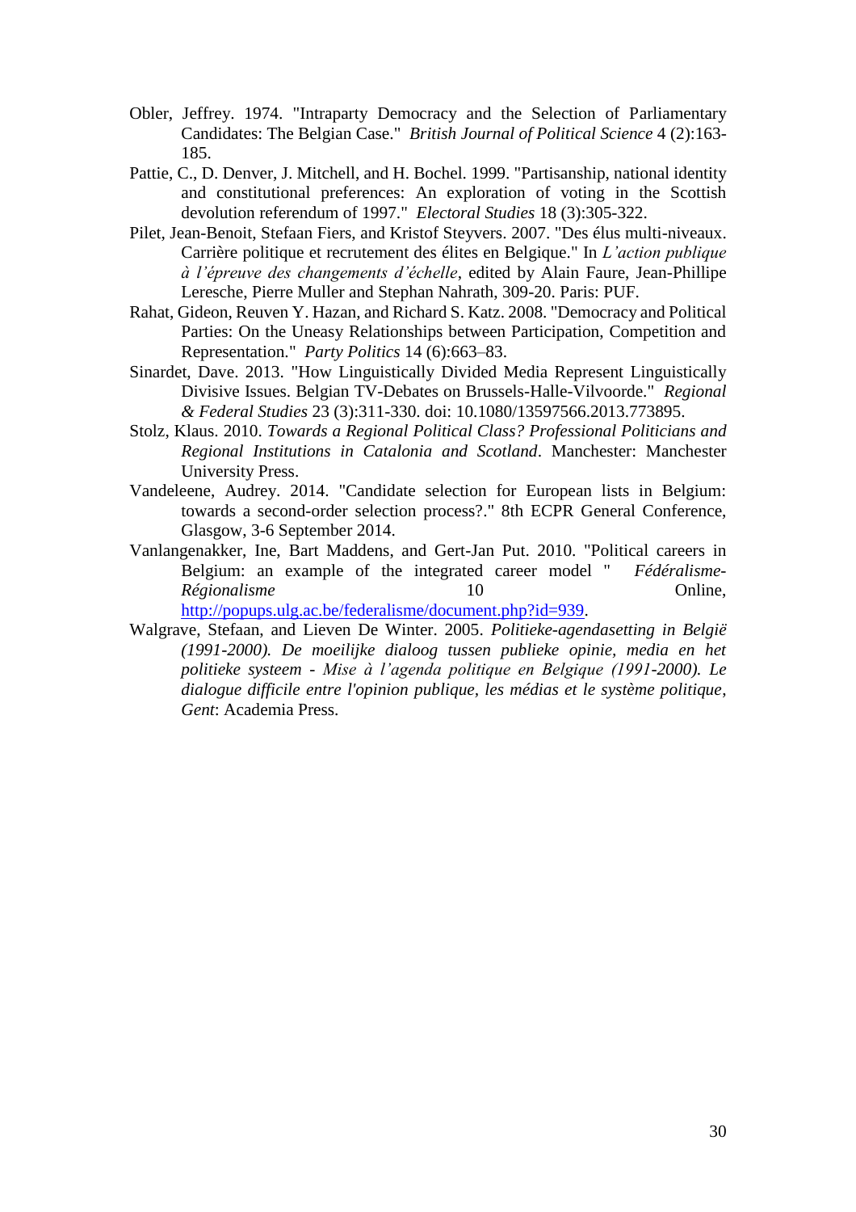Obler, Jeffrey. 1974. "Intraparty Democracy and the Selection of Parliamentary Candidates: The Belgian Case." *British Journal of Political Science* 4 (2):163-185.

Pattie, C., D. Denver, J. Mitchell, and H. Bochel. 1999. "Partisanship, national identity and constitutional preferences: An exploration of voting in the Scottish devolution referendum of 1997." *Electoral Studies* 18 (3):305-322.

Pilet, Jean-Benoit, Stefaan Fiers, and Kristof Steyvers. 2007. "Des élus multi-niveaux. Carrière politique et recrutement des élites en Belgique." In *L'action publique à l'épreuve des changements d'échelle*, edited by Alain Faure, Jean-Phillipe Leresche, Pierre Muller and Stephan Nahrath, 309-20. Paris: PUF.

Rahat, Gideon, Reuven Y. Hazan, and Richard S. Katz. 2008. "Democracy and Political Parties: On the Uneasy Relationships between Participation, Competition and Representation." *Party Politics* 14 (6):663–83.

Sinardet, Dave. 2013. "How Linguistically Divided Media Represent Linguistically Divisive Issues. Belgian TV-Debates on Brussels-Halle-Vilvoorde." *Regional & Federal Studies* 23 (3):311-330. doi: 10.1080/13597566.2013.773895.

Stolz, Klaus. 2010. *Towards a Regional Political Class? Professional Politicians and Regional Institutions in Catalonia and Scotland*. Manchester: Manchester University Press.

Vandeleene, Audrey. 2014. "Candidate selection for European lists in Belgium: towards a second-order selection process?." 8th ECPR General Conference, Glasgow, 3-6 September 2014.

Vanlangenakker, Ine, Bart Maddens, and Gert-Jan Put. 2010. "Political careers in Belgium: an example of the integrated career model " *Fédéralisme-Régionalisme* 10 Online, http://popups.ulg.ac.be/federalisme/document.php?id=939.

Walgrave, Stefaan, and Lieven De Winter. 2005. *Politieke-agendasetting in België (1991-2000). De moeilijke dialoog tussen publieke opinie, media en het politieke systeem - Mise à l'agenda politique en Belgique (1991-2000). Le dialogue difficile entre l'opinion publique, les médias et le système politique, Gent*: Academia Press.